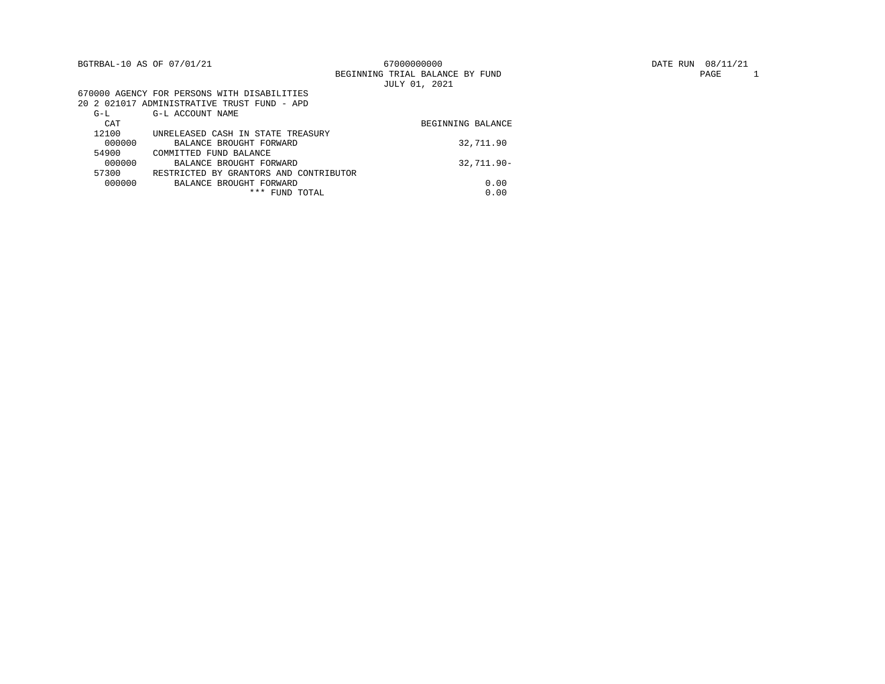BGTRBAL-10 AS OF 07/01/21

67000000000

BEGINNING TRIAL BALANCE BY FUND

JULY 01, 2021

DATE RUN 08/11/21

670000 AGENCY FOR PERSONS WITH DISABILITIES

20 2 021017 ADMINISTRATIVE TRUST FUND - APD

| G-L CAT | G-L ACCOUNT NAME | BEGINNING BALANCE |
|---|---|---|
| 12100 | UNRELEASED CASH IN STATE TREASURY | |
| 000000 | BALANCE BROUGHT FORWARD | 32,711.90 |
| 54900 | COMMITTED FUND BALANCE | |
| 000000 | BALANCE BROUGHT FORWARD | 32,711.90- |
| 57300 | RESTRICTED BY GRANTORS AND CONTRIBUTOR | |
| 000000 | BALANCE BROUGHT FORWARD | 0.00 |
| | *** FUND TOTAL | 0.00 |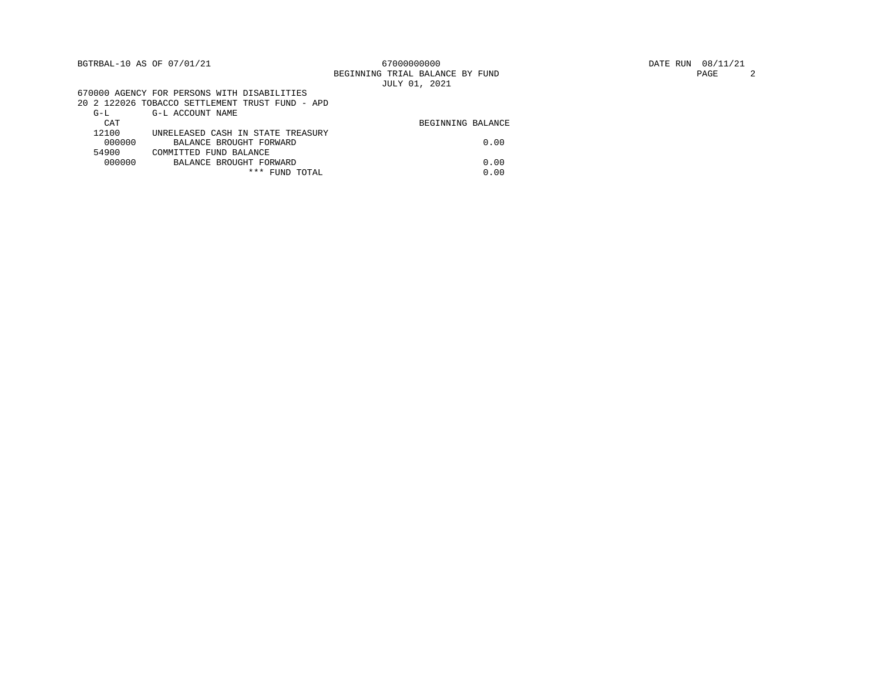BGTRBAL-10 AS OF 07/01/21

67000000000

BEGINNING TRIAL BALANCE BY FUND

JULY 01, 2021

DATE RUN 08/11/21

670000 AGENCY FOR PERSONS WITH DISABILITIES

20 2 122026 TOBACCO SETTLEMENT TRUST FUND - APD

| G-L CAT | G-L ACCOUNT NAME | BEGINNING BALANCE |
|---|---|---|
| 12100 | UNRELEASED CASH IN STATE TREASURY | |
| 000000 | BALANCE BROUGHT FORWARD | 0.00 |
| 54900 | COMMITTED FUND BALANCE | |
| 000000 | BALANCE BROUGHT FORWARD | 0.00 |
| | *** FUND TOTAL | 0.00 |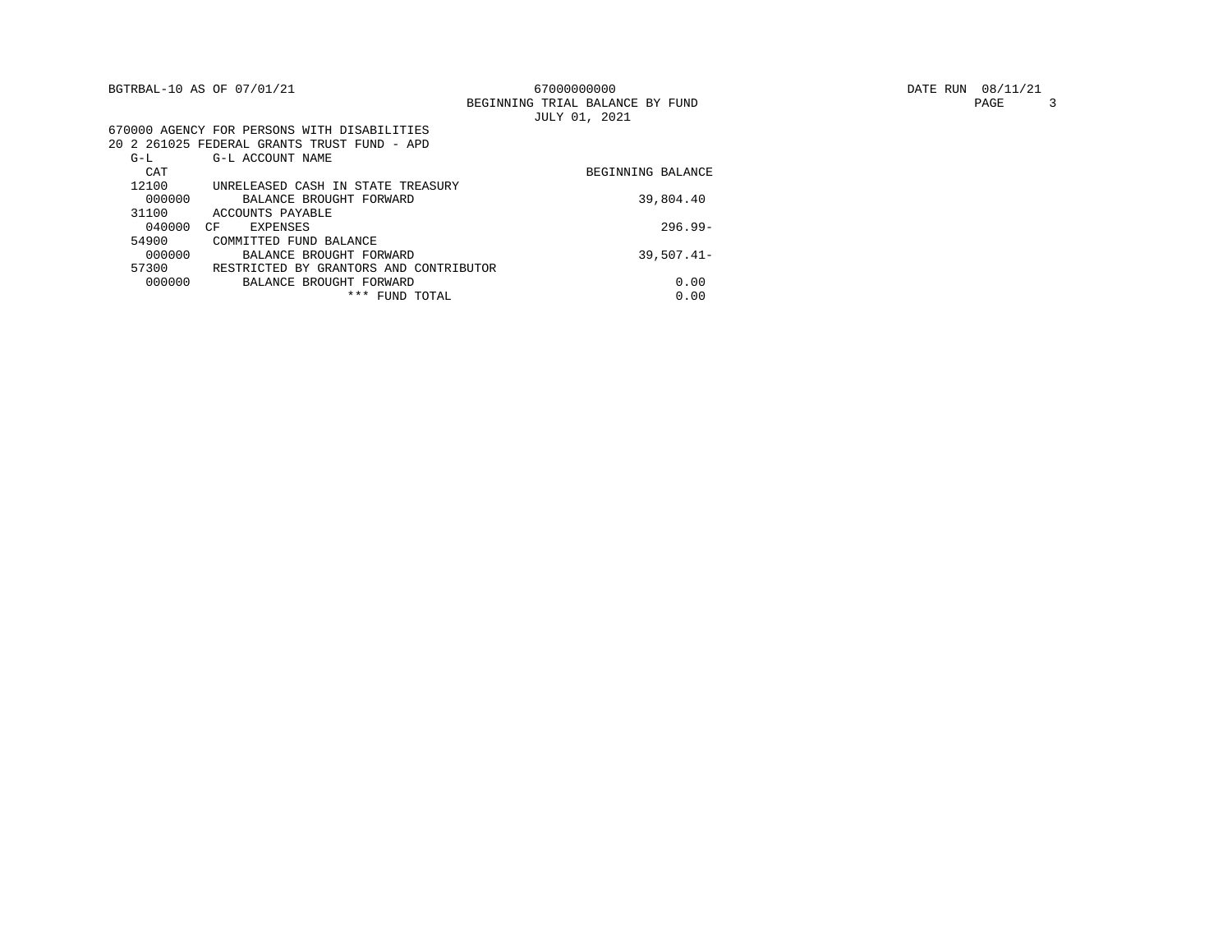BGTRBAL-10 AS OF 07/01/21 | 67000000000 | DATE RUN 08/11/21

BEGINNING TRIAL BALANCE BY FUND

JULY 01, 2021

670000 AGENCY FOR PERSONS WITH DISABILITIES

20 2 261025 FEDERAL GRANTS TRUST FUND - APD

| G-L CAT | | G-L ACCOUNT NAME | BEGINNING BALANCE |
|---|---|---|---|
| 12100 | | UNRELEASED CASH IN STATE TREASURY | |
| 000000 | | BALANCE BROUGHT FORWARD | 39,804.40 |
| 31100 | | ACCOUNTS PAYABLE | |
| 040000 | CF | EXPENSES | 296.99- |
| 54900 | | COMMITTED FUND BALANCE | |
| 000000 | | BALANCE BROUGHT FORWARD | 39,507.41- |
| 57300 | | RESTRICTED BY GRANTORS AND CONTRIBUTOR | |
| 000000 | | BALANCE BROUGHT FORWARD | 0.00 |
| | | *** FUND TOTAL | 0.00 |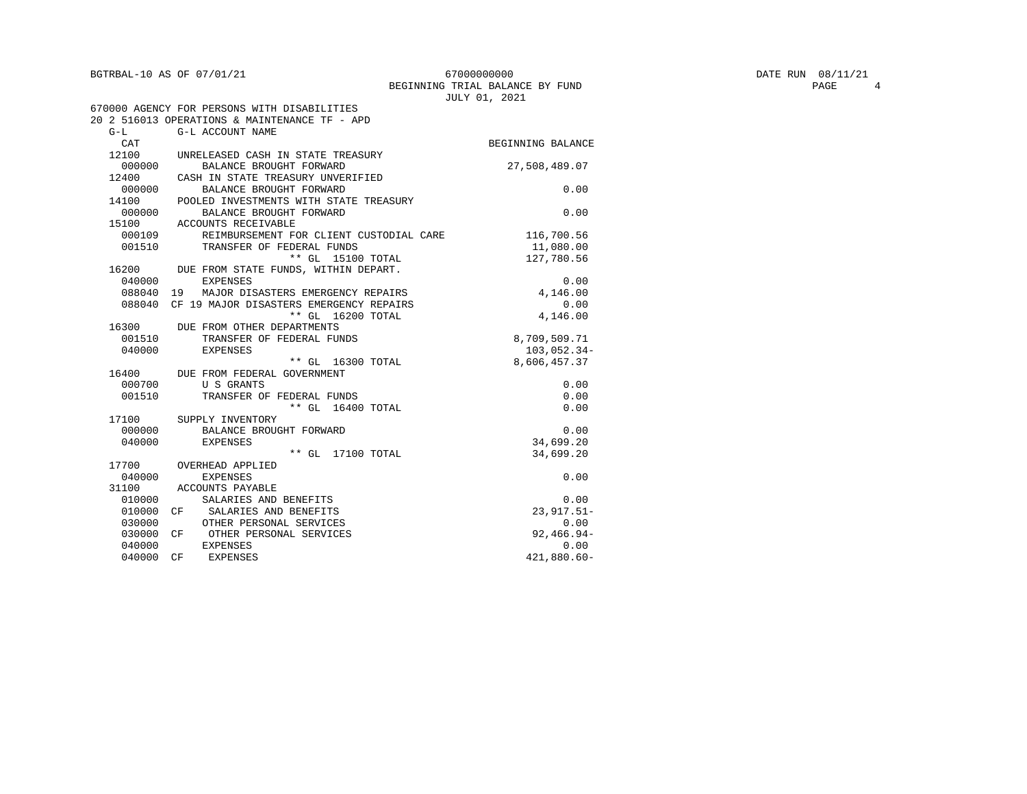BGTRBAL-10 AS OF 07/01/21

67000000000
BEGINNING TRIAL BALANCE BY FUND
JULY 01, 2021

DATE RUN 08/11/21

670000 AGENCY FOR PERSONS WITH DISABILITIES
20 2 516013 OPERATIONS & MAINTENANCE TF - APD

| G-L CAT | G-L ACCOUNT NAME | BEGINNING BALANCE |
|---|---|---|
| 12100 | UNRELEASED CASH IN STATE TREASURY | |
| 000000 | BALANCE BROUGHT FORWARD | 27,508,489.07 |
| 12400 | CASH IN STATE TREASURY UNVERIFIED | |
| 000000 | BALANCE BROUGHT FORWARD | 0.00 |
| 14100 | POOLED INVESTMENTS WITH STATE TREASURY | |
| 000000 | BALANCE BROUGHT FORWARD | 0.00 |
| 15100 | ACCOUNTS RECEIVABLE | |
| 000109 | REIMBURSEMENT FOR CLIENT CUSTODIAL CARE | 116,700.56 |
| 001510 | TRANSFER OF FEDERAL FUNDS | 11,080.00 |
| | ** GL 15100 TOTAL | 127,780.56 |
| 16200 | DUE FROM STATE FUNDS, WITHIN DEPART. | |
| 040000 | EXPENSES | 0.00 |
| 088040 | 19 MAJOR DISASTERS EMERGENCY REPAIRS | 4,146.00 |
| 088040 | CF 19 MAJOR DISASTERS EMERGENCY REPAIRS | 0.00 |
| | ** GL 16200 TOTAL | 4,146.00 |
| 16300 | DUE FROM OTHER DEPARTMENTS | |
| 001510 | TRANSFER OF FEDERAL FUNDS | 8,709,509.71 |
| 040000 | EXPENSES | 103,052.34- |
| | ** GL 16300 TOTAL | 8,606,457.37 |
| 16400 | DUE FROM FEDERAL GOVERNMENT | |
| 000700 | U S GRANTS | 0.00 |
| 001510 | TRANSFER OF FEDERAL FUNDS | 0.00 |
| | ** GL 16400 TOTAL | 0.00 |
| 17100 | SUPPLY INVENTORY | |
| 000000 | BALANCE BROUGHT FORWARD | 0.00 |
| 040000 | EXPENSES | 34,699.20 |
| | ** GL 17100 TOTAL | 34,699.20 |
| 17700 | OVERHEAD APPLIED | |
| 040000 | EXPENSES | 0.00 |
| 31100 | ACCOUNTS PAYABLE | |
| 010000 | SALARIES AND BENEFITS | 0.00 |
| 010000 | CF SALARIES AND BENEFITS | 23,917.51- |
| 030000 | OTHER PERSONAL SERVICES | 0.00 |
| 030000 | CF OTHER PERSONAL SERVICES | 92,466.94- |
| 040000 | EXPENSES | 0.00 |
| 040000 | CF EXPENSES | 421,880.60- |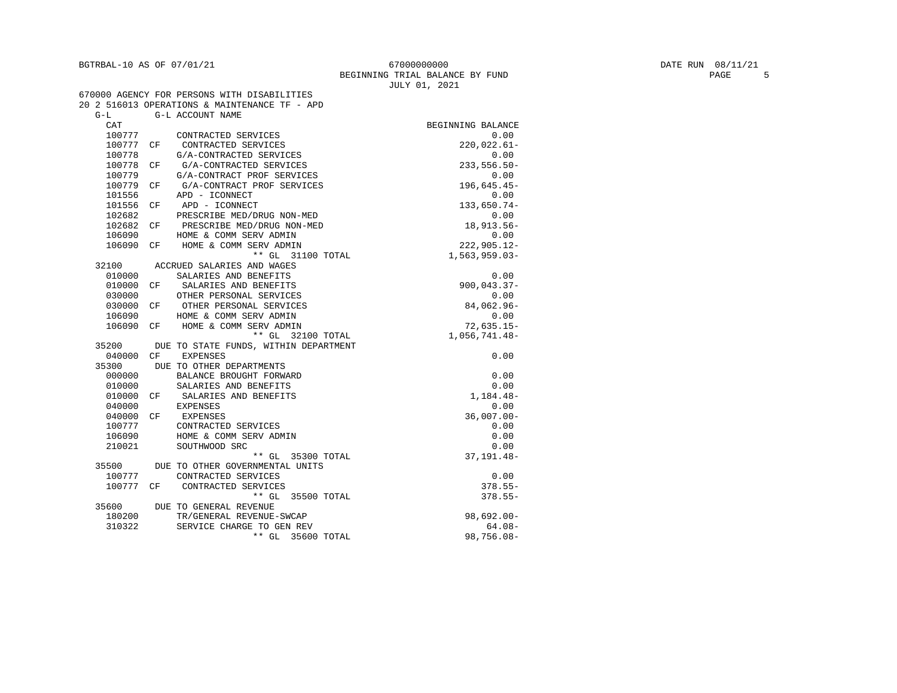BGTRBAL-10 AS OF 07/01/21

67000000000
BEGINNING TRIAL BALANCE BY FUND
JULY 01, 2021

DATE RUN 08/11/21

670000 AGENCY FOR PERSONS WITH DISABILITIES
20 2 516013 OPERATIONS & MAINTENANCE TF - APD

| G-L CAT | | G-L ACCOUNT NAME | BEGINNING BALANCE |
|---|---|---|---|
| 100777 | | CONTRACTED SERVICES | 0.00 |
| 100777 | CF | CONTRACTED SERVICES | 220,022.61- |
| 100778 | | G/A-CONTRACTED SERVICES | 0.00 |
| 100778 | CF | G/A-CONTRACTED SERVICES | 233,556.50- |
| 100779 | | G/A-CONTRACT PROF SERVICES | 0.00 |
| 100779 | CF | G/A-CONTRACT PROF SERVICES | 196,645.45- |
| 101556 | | APD - ICONNECT | 0.00 |
| 101556 | CF | APD - ICONNECT | 133,650.74- |
| 102682 | | PRESCRIBE MED/DRUG NON-MED | 0.00 |
| 102682 | CF | PRESCRIBE MED/DRUG NON-MED | 18,913.56- |
| 106090 | | HOME & COMM SERV ADMIN | 0.00 |
| 106090 | CF | HOME & COMM SERV ADMIN | 222,905.12- |
| | | ** GL 31100 TOTAL | 1,563,959.03- |
| 32100 | | ACCRUED SALARIES AND WAGES | |
| 010000 | | SALARIES AND BENEFITS | 0.00 |
| 010000 | CF | SALARIES AND BENEFITS | 900,043.37- |
| 030000 | | OTHER PERSONAL SERVICES | 0.00 |
| 030000 | CF | OTHER PERSONAL SERVICES | 84,062.96- |
| 106090 | | HOME & COMM SERV ADMIN | 0.00 |
| 106090 | CF | HOME & COMM SERV ADMIN | 72,635.15- |
| | | ** GL 32100 TOTAL | 1,056,741.48- |
| 35200 | | DUE TO STATE FUNDS, WITHIN DEPARTMENT | |
| 040000 | CF | EXPENSES | 0.00 |
| 35300 | | DUE TO OTHER DEPARTMENTS | |
| 000000 | | BALANCE BROUGHT FORWARD | 0.00 |
| 010000 | | SALARIES AND BENEFITS | 0.00 |
| 010000 | CF | SALARIES AND BENEFITS | 1,184.48- |
| 040000 | | EXPENSES | 0.00 |
| 040000 | CF | EXPENSES | 36,007.00- |
| 100777 | | CONTRACTED SERVICES | 0.00 |
| 106090 | | HOME & COMM SERV ADMIN | 0.00 |
| 210021 | | SOUTHWOOD SRC | 0.00 |
| | | ** GL 35300 TOTAL | 37,191.48- |
| 35500 | | DUE TO OTHER GOVERNMENTAL UNITS | |
| 100777 | | CONTRACTED SERVICES | 0.00 |
| 100777 | CF | CONTRACTED SERVICES | 378.55- |
| | | ** GL 35500 TOTAL | 378.55- |
| 35600 | | DUE TO GENERAL REVENUE | |
| 180200 | | TR/GENERAL REVENUE-SWCAP | 98,692.00- |
| 310322 | | SERVICE CHARGE TO GEN REV | 64.08- |
| | | ** GL 35600 TOTAL | 98,756.08- |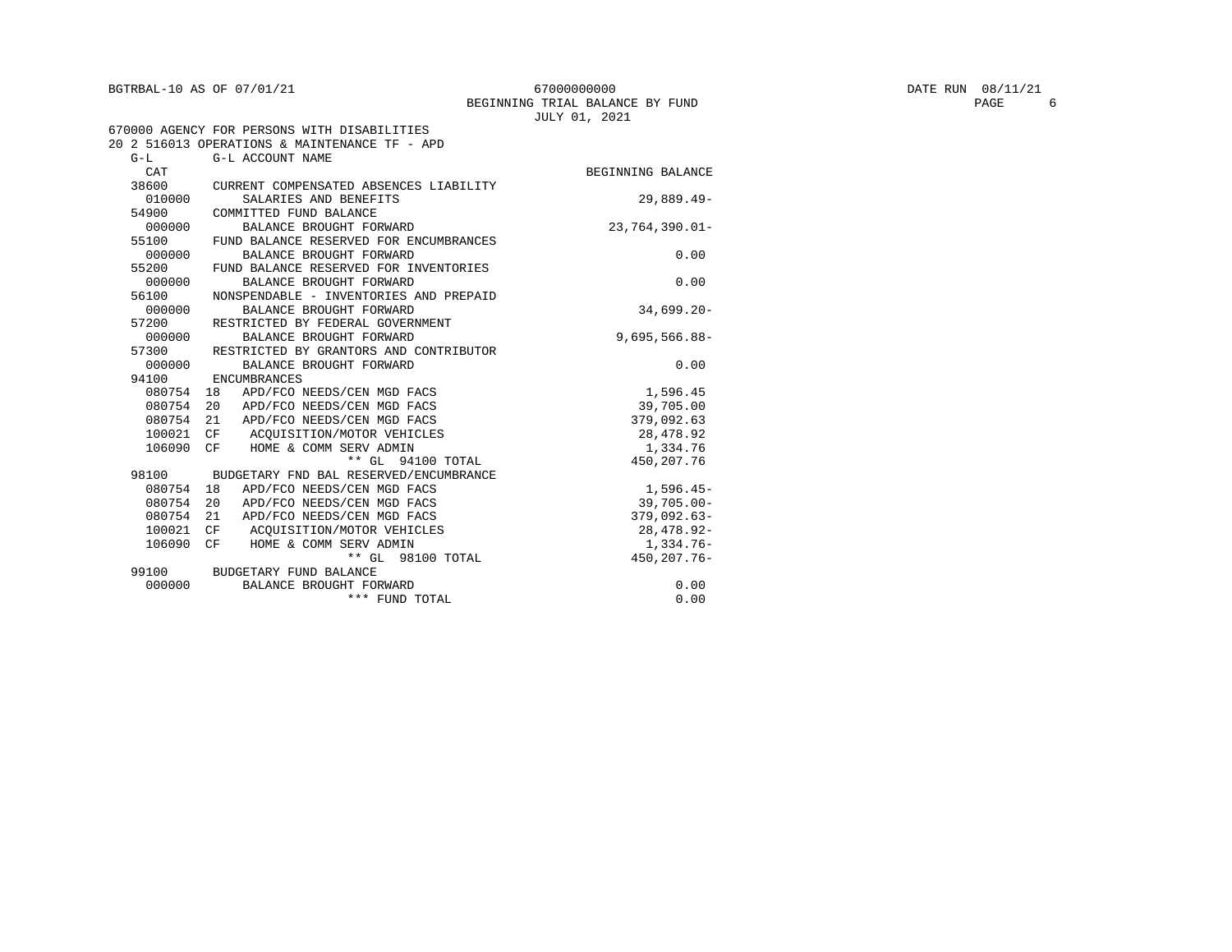BGTRBAL-10 AS OF 07/01/21

67000000000

BEGINNING TRIAL BALANCE BY FUND

JULY 01, 2021

DATE RUN 08/11/21

670000 AGENCY FOR PERSONS WITH DISABILITIES

20 2 516013 OPERATIONS & MAINTENANCE TF - APD

| G-L CAT | | G-L ACCOUNT NAME | BEGINNING BALANCE |
|---|---|---|---|
| 38600 | | CURRENT COMPENSATED ABSENCES LIABILITY | |
| 010000 | | SALARIES AND BENEFITS | 29,889.49- |
| 54900 | | COMMITTED FUND BALANCE | |
| 000000 | | BALANCE BROUGHT FORWARD | 23,764,390.01- |
| 55100 | | FUND BALANCE RESERVED FOR ENCUMBRANCES | |
| 000000 | | BALANCE BROUGHT FORWARD | 0.00 |
| 55200 | | FUND BALANCE RESERVED FOR INVENTORIES | |
| 000000 | | BALANCE BROUGHT FORWARD | 0.00 |
| 56100 | | NONSPENDABLE - INVENTORIES AND PREPAID | |
| 000000 | | BALANCE BROUGHT FORWARD | 34,699.20- |
| 57200 | | RESTRICTED BY FEDERAL GOVERNMENT | |
| 000000 | | BALANCE BROUGHT FORWARD | 9,695,566.88- |
| 57300 | | RESTRICTED BY GRANTORS AND CONTRIBUTOR | |
| 000000 | | BALANCE BROUGHT FORWARD | 0.00 |
| 94100 | | ENCUMBRANCES | |
| 080754 | 18 | APD/FCO NEEDS/CEN MGD FACS | 1,596.45 |
| 080754 | 20 | APD/FCO NEEDS/CEN MGD FACS | 39,705.00 |
| 080754 | 21 | APD/FCO NEEDS/CEN MGD FACS | 379,092.63 |
| 100021 | CF | ACQUISITION/MOTOR VEHICLES | 28,478.92 |
| 106090 | CF | HOME & COMM SERV ADMIN | 1,334.76 |
| | | ** GL 94100 TOTAL | 450,207.76 |
| 98100 | | BUDGETARY FND BAL RESERVED/ENCUMBRANCE | |
| 080754 | 18 | APD/FCO NEEDS/CEN MGD FACS | 1,596.45- |
| 080754 | 20 | APD/FCO NEEDS/CEN MGD FACS | 39,705.00- |
| 080754 | 21 | APD/FCO NEEDS/CEN MGD FACS | 379,092.63- |
| 100021 | CF | ACQUISITION/MOTOR VEHICLES | 28,478.92- |
| 106090 | CF | HOME & COMM SERV ADMIN | 1,334.76- |
| | | ** GL 98100 TOTAL | 450,207.76- |
| 99100 | | BUDGETARY FUND BALANCE | |
| 000000 | | BALANCE BROUGHT FORWARD | 0.00 |
| | | *** FUND TOTAL | 0.00 |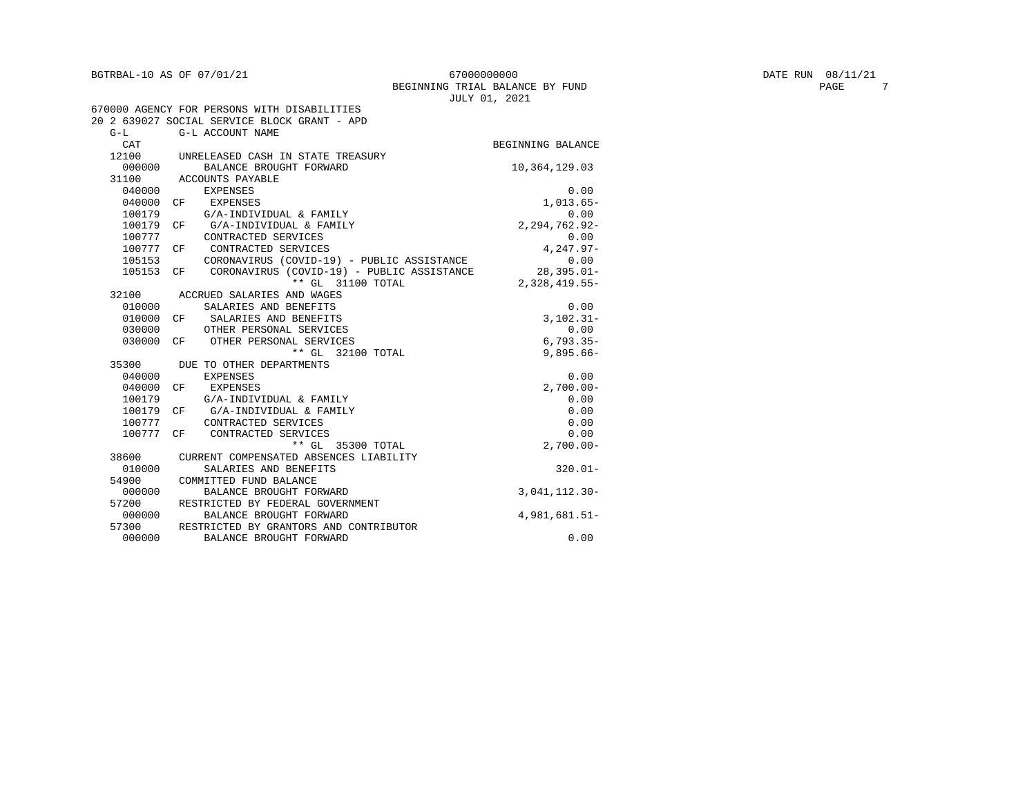BGTRBAL-10 AS OF 07/01/21 — 67000000000 — BEGINNING TRIAL BALANCE BY FUND — JULY 01, 2021 — DATE RUN 08/11/21

670000 AGENCY FOR PERSONS WITH DISABILITIES
20 2 639027 SOCIAL SERVICE BLOCK GRANT - APD

| G-L CAT | | G-L ACCOUNT NAME | BEGINNING BALANCE |
|---|---|---|---|
| 12100 | | UNRELEASED CASH IN STATE TREASURY | |
| 000000 | | BALANCE BROUGHT FORWARD | 10,364,129.03 |
| 31100 | | ACCOUNTS PAYABLE | |
| 040000 | | EXPENSES | 0.00 |
| 040000 | CF | EXPENSES | 1,013.65- |
| 100179 | | G/A-INDIVIDUAL & FAMILY | 0.00 |
| 100179 | CF | G/A-INDIVIDUAL & FAMILY | 2,294,762.92- |
| 100777 | | CONTRACTED SERVICES | 0.00 |
| 100777 | CF | CONTRACTED SERVICES | 4,247.97- |
| 105153 | | CORONAVIRUS (COVID-19) - PUBLIC ASSISTANCE | 0.00 |
| 105153 | CF | CORONAVIRUS (COVID-19) - PUBLIC ASSISTANCE | 28,395.01- |
| | | ** GL 31100 TOTAL | 2,328,419.55- |
| 32100 | | ACCRUED SALARIES AND WAGES | |
| 010000 | | SALARIES AND BENEFITS | 0.00 |
| 010000 | CF | SALARIES AND BENEFITS | 3,102.31- |
| 030000 | | OTHER PERSONAL SERVICES | 0.00 |
| 030000 | CF | OTHER PERSONAL SERVICES | 6,793.35- |
| | | ** GL 32100 TOTAL | 9,895.66- |
| 35300 | | DUE TO OTHER DEPARTMENTS | |
| 040000 | | EXPENSES | 0.00 |
| 040000 | CF | EXPENSES | 2,700.00- |
| 100179 | | G/A-INDIVIDUAL & FAMILY | 0.00 |
| 100179 | CF | G/A-INDIVIDUAL & FAMILY | 0.00 |
| 100777 | | CONTRACTED SERVICES | 0.00 |
| 100777 | CF | CONTRACTED SERVICES | 0.00 |
| | | ** GL 35300 TOTAL | 2,700.00- |
| 38600 | | CURRENT COMPENSATED ABSENCES LIABILITY | |
| 010000 | | SALARIES AND BENEFITS | 320.01- |
| 54900 | | COMMITTED FUND BALANCE | |
| 000000 | | BALANCE BROUGHT FORWARD | 3,041,112.30- |
| 57200 | | RESTRICTED BY FEDERAL GOVERNMENT | |
| 000000 | | BALANCE BROUGHT FORWARD | 4,981,681.51- |
| 57300 | | RESTRICTED BY GRANTORS AND CONTRIBUTOR | |
| 000000 | | BALANCE BROUGHT FORWARD | 0.00 |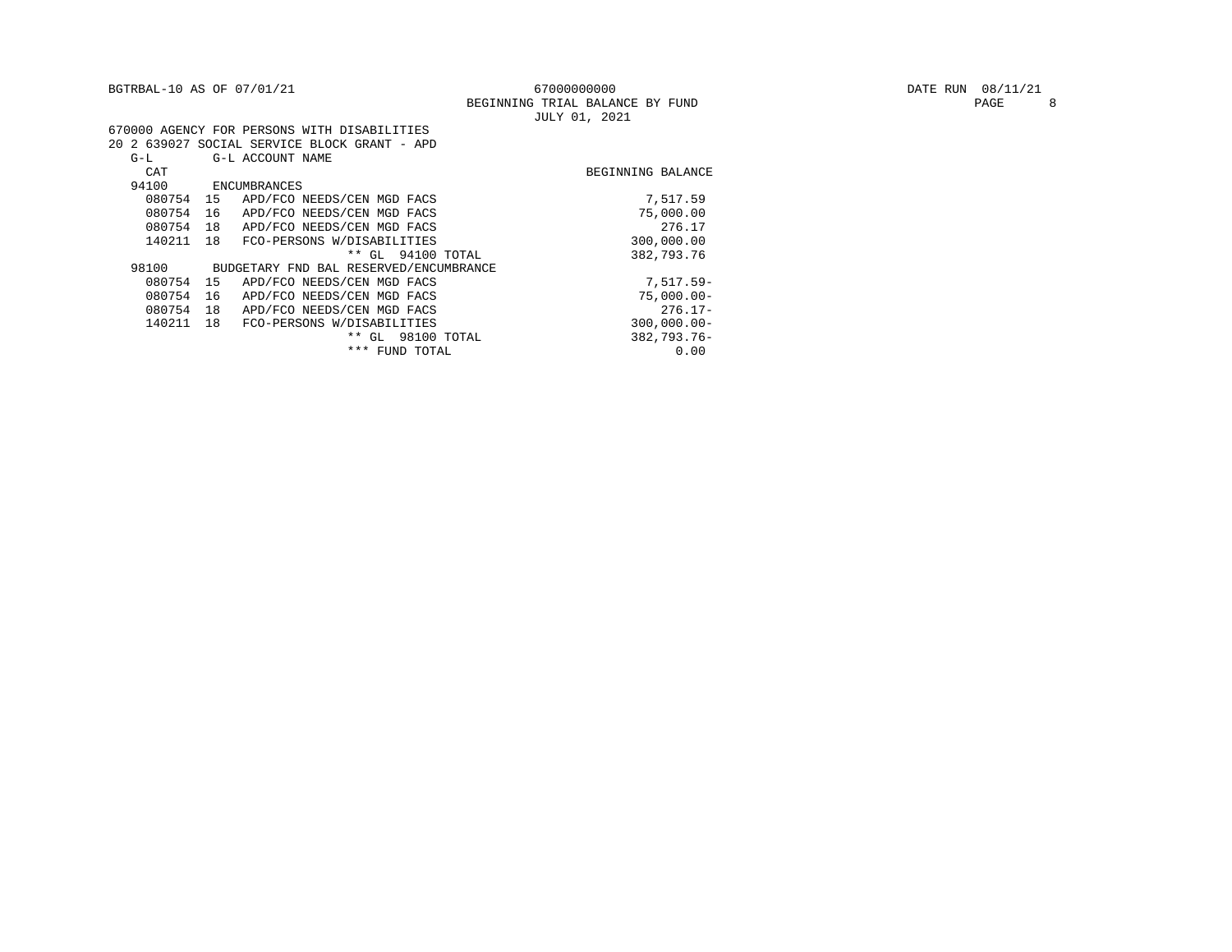BGTRBAL-10 AS OF 07/01/21

67000000000

BEGINNING TRIAL BALANCE BY FUND

JULY 01, 2021

DATE RUN 08/11/21

670000 AGENCY FOR PERSONS WITH DISABILITIES

20 2 639027 SOCIAL SERVICE BLOCK GRANT - APD

| G-L CAT | | G-L ACCOUNT NAME | BEGINNING BALANCE |
|---|---|---|---|
| 94100 | | ENCUMBRANCES | |
| 080754 | 15 | APD/FCO NEEDS/CEN MGD FACS | 7,517.59 |
| 080754 | 16 | APD/FCO NEEDS/CEN MGD FACS | 75,000.00 |
| 080754 | 18 | APD/FCO NEEDS/CEN MGD FACS | 276.17 |
| 140211 | 18 | FCO-PERSONS W/DISABILITIES | 300,000.00 |
| | | ** GL 94100 TOTAL | 382,793.76 |
| 98100 | | BUDGETARY FND BAL RESERVED/ENCUMBRANCE | |
| 080754 | 15 | APD/FCO NEEDS/CEN MGD FACS | 7,517.59- |
| 080754 | 16 | APD/FCO NEEDS/CEN MGD FACS | 75,000.00- |
| 080754 | 18 | APD/FCO NEEDS/CEN MGD FACS | 276.17- |
| 140211 | 18 | FCO-PERSONS W/DISABILITIES | 300,000.00- |
| | | ** GL 98100 TOTAL | 382,793.76- |
| | | *** FUND TOTAL | 0.00 |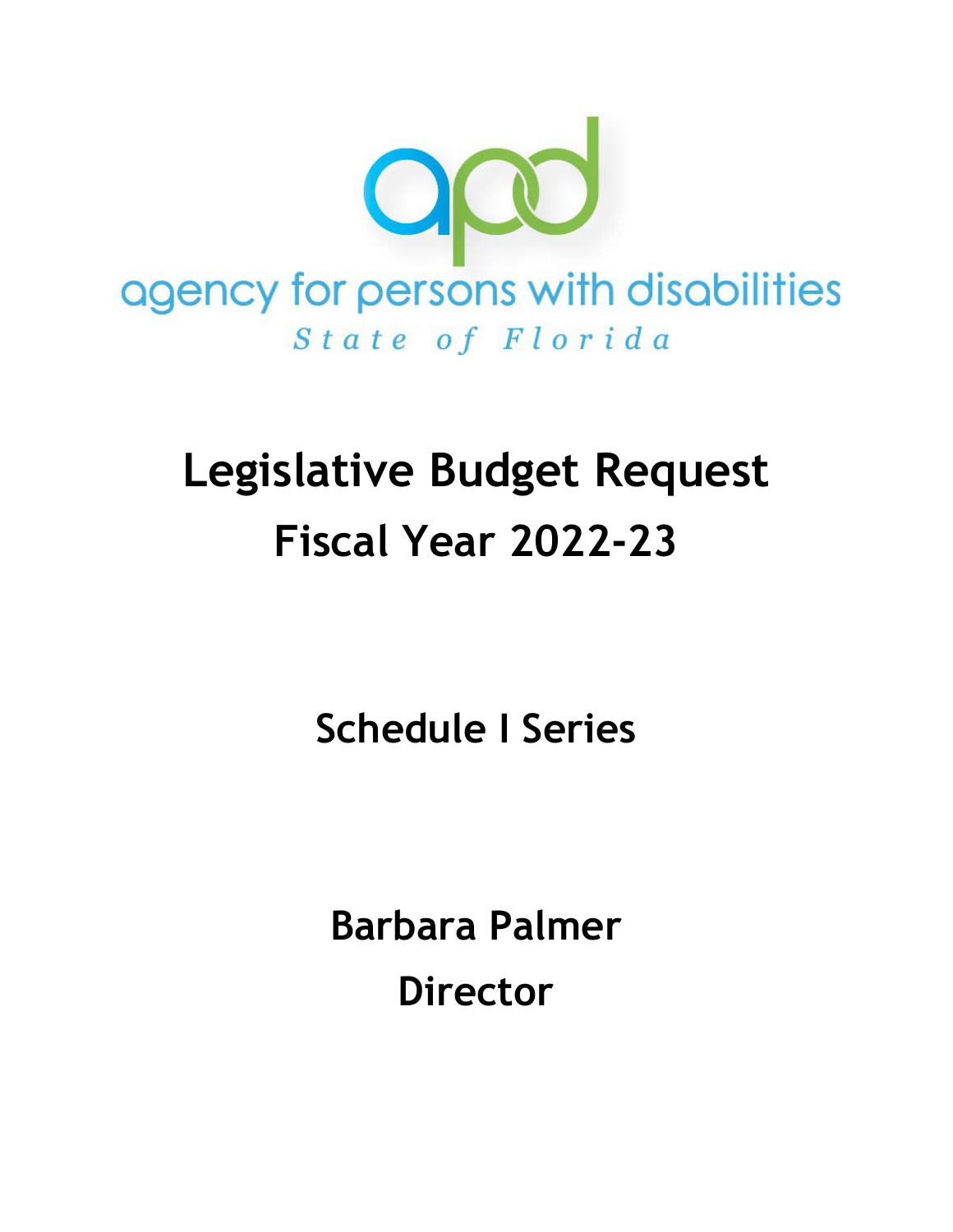agency for persons with disabilities

*State of Florida*

# Legislative Budget Request

# Fiscal Year 2022-23

## Schedule I Series

**Barbara Palmer**

**Director**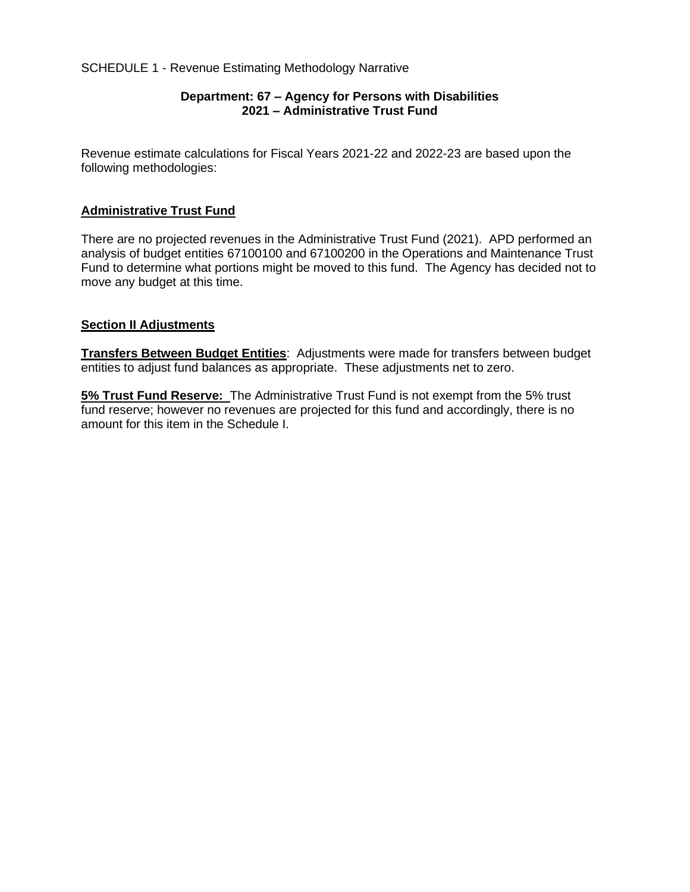SCHEDULE 1 - Revenue Estimating Methodology Narrative

**Department: 67 – Agency for Persons with Disabilities**
**2021 – Administrative Trust Fund**

Revenue estimate calculations for Fiscal Years 2021-22 and 2022-23 are based upon the following methodologies:

**Administrative Trust Fund**

There are no projected revenues in the Administrative Trust Fund (2021). APD performed an analysis of budget entities 67100100 and 67100200 in the Operations and Maintenance Trust Fund to determine what portions might be moved to this fund. The Agency has decided not to move any budget at this time.

**Section II Adjustments**

**Transfers Between Budget Entities**: Adjustments were made for transfers between budget entities to adjust fund balances as appropriate. These adjustments net to zero.

**5% Trust Fund Reserve:** The Administrative Trust Fund is not exempt from the 5% trust fund reserve; however no revenues are projected for this fund and accordingly, there is no amount for this item in the Schedule I.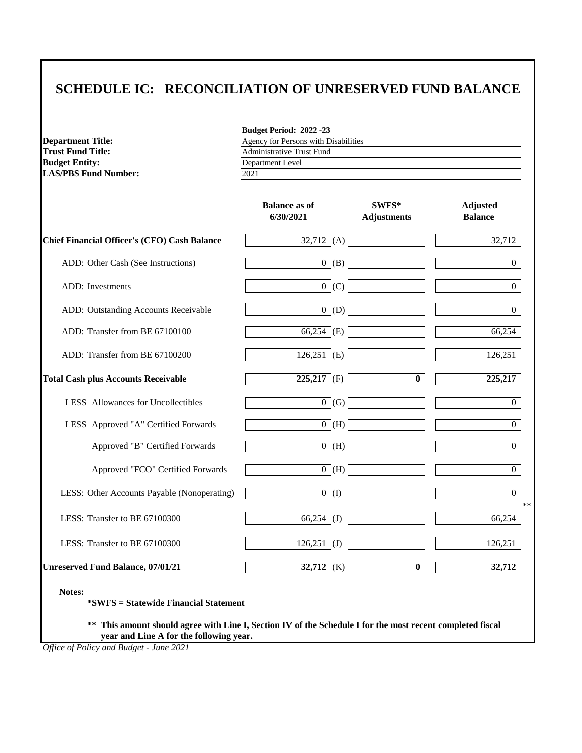# SCHEDULE IC: RECONCILIATION OF UNRESERVED FUND BALANCE

**Budget Period: 2022 -23**

| | |
|---|---|
| **Department Title:** | Agency for Persons with Disabilities |
| **Trust Fund Title:** | Administrative Trust Fund |
| **Budget Entity:** | Department Level |
| **LAS/PBS Fund Number:** | 2021 |

| | Balance as of 6/30/2021 | | SWFS* Adjustments | Adjusted Balance |
|---|---|---|---|---|
| **Chief Financial Officer's (CFO) Cash Balance** | 32,712 | (A) | | 32,712 |
| ADD: Other Cash (See Instructions) | 0 | (B) | | 0 |
| ADD: Investments | 0 | (C) | | 0 |
| ADD: Outstanding Accounts Receivable | 0 | (D) | | 0 |
| ADD: Transfer from BE 67100100 | 66,254 | (E) | | 66,254 |
| ADD: Transfer from BE 67100200 | 126,251 | (E) | | 126,251 |
| **Total Cash plus Accounts Receivable** | **225,217** | (F) | **0** | **225,217** |
| LESS Allowances for Uncollectibles | 0 | (G) | | 0 |
| LESS Approved "A" Certified Forwards | 0 | (H) | | 0 |
| Approved "B" Certified Forwards | 0 | (H) | | 0 |
| Approved "FCO" Certified Forwards | 0 | (H) | | 0 |
| LESS: Other Accounts Payable (Nonoperating) | 0 | (I) | | 0 |
| LESS: Transfer to BE 67100300 | 66,254 | (J) | | 66,254 |
| LESS: Transfer to BE 67100300 | 126,251 | (J) | | 126,251 |
| **Unreserved Fund Balance, 07/01/21** | **32,712** | (K) | **0** | **32,712** ** |

**Notes:**

**\*SWFS = Statewide Financial Statement**

**\*\* This amount should agree with Line I, Section IV of the Schedule I for the most recent completed fiscal year and Line A for the following year.**

*Office of Policy and Budget - June 2021*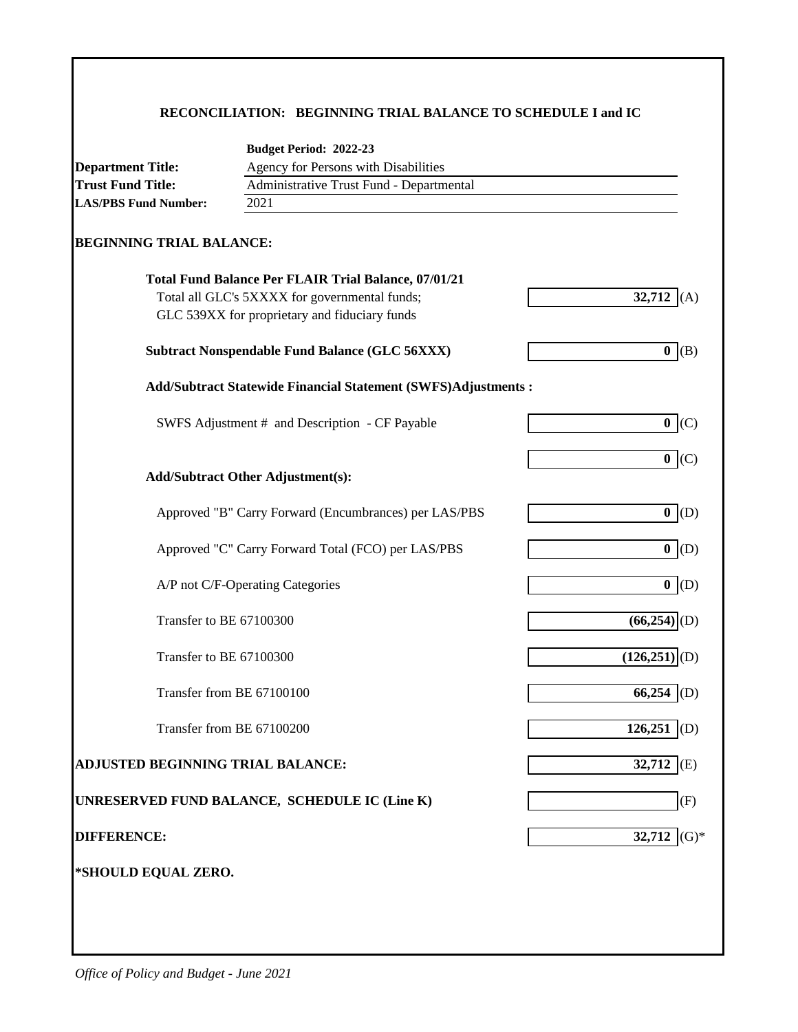### RECONCILIATION: BEGINNING TRIAL BALANCE TO SCHEDULE I and IC

**Budget Period: 2022-23**

**Department Title:** Agency for Persons with Disabilities
**Trust Fund Title:** Administrative Trust Fund - Departmental
**LAS/PBS Fund Number:** 2021

**BEGINNING TRIAL BALANCE:**

| | | |
|---|---|---|
| **Total Fund Balance Per FLAIR Trial Balance, 07/01/21**<br>Total all GLC's 5XXXX for governmental funds;<br>GLC 539XX for proprietary and fiduciary funds | **32,712** | (A) |
| **Subtract Nonspendable Fund Balance (GLC 56XXX)** | **0** | (B) |
| **Add/Subtract Statewide Financial Statement (SWFS)Adjustments :** | | |
| SWFS Adjustment # and Description - CF Payable | **0** | (C) |
| | **0** | (C) |
| **Add/Subtract Other Adjustment(s):** | | |
| Approved "B" Carry Forward (Encumbrances) per LAS/PBS | **0** | (D) |
| Approved "C" Carry Forward Total (FCO) per LAS/PBS | **0** | (D) |
| A/P not C/F-Operating Categories | **0** | (D) |
| Transfer to BE 67100300 | **(66,254)** | (D) |
| Transfer to BE 67100300 | **(126,251)** | (D) |
| Transfer from BE 67100100 | **66,254** | (D) |
| Transfer from BE 67100200 | **126,251** | (D) |
| **ADJUSTED BEGINNING TRIAL BALANCE:** | **32,712** | (E) |
| **UNRESERVED FUND BALANCE, SCHEDULE IC (Line K)** | | (F) |
| **DIFFERENCE:** | **32,712** | (G)* |

***SHOULD EQUAL ZERO.**

*Office of Policy and Budget - June 2021*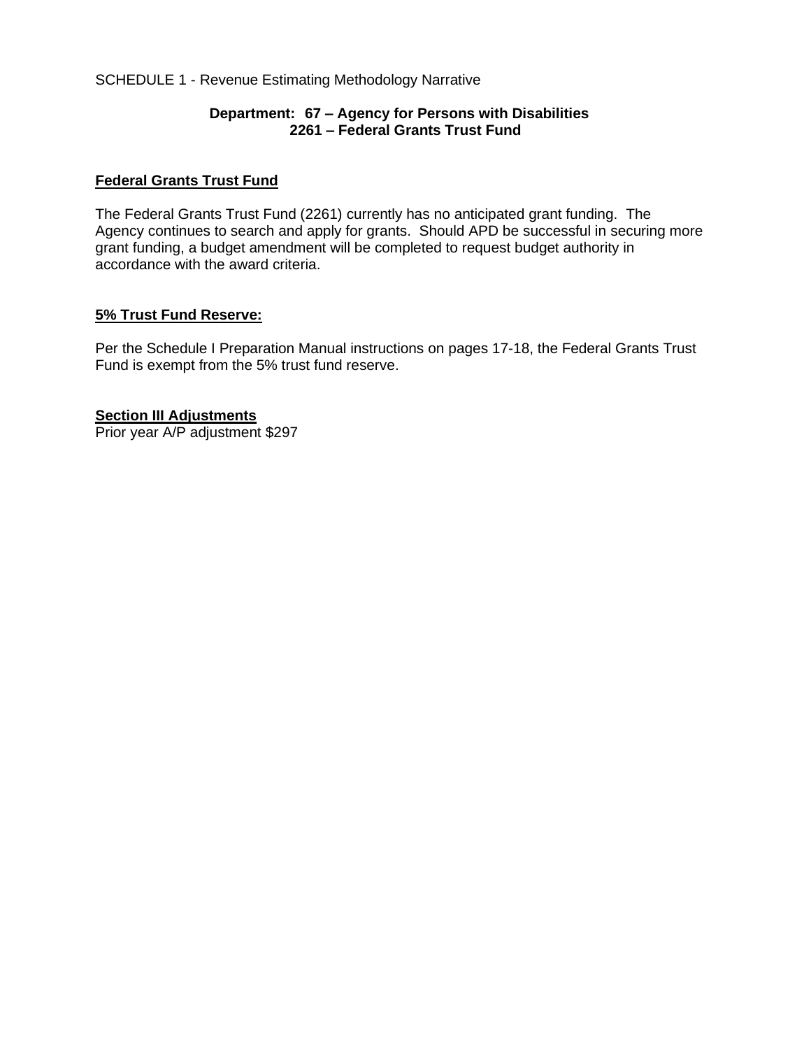SCHEDULE 1 - Revenue Estimating Methodology Narrative

**Department: 67 – Agency for Persons with Disabilities**
**2261 – Federal Grants Trust Fund**

**Federal Grants Trust Fund**

The Federal Grants Trust Fund (2261) currently has no anticipated grant funding. The Agency continues to search and apply for grants. Should APD be successful in securing more grant funding, a budget amendment will be completed to request budget authority in accordance with the award criteria.

**5% Trust Fund Reserve:**

Per the Schedule I Preparation Manual instructions on pages 17-18, the Federal Grants Trust Fund is exempt from the 5% trust fund reserve.

**Section III Adjustments**

Prior year A/P adjustment $297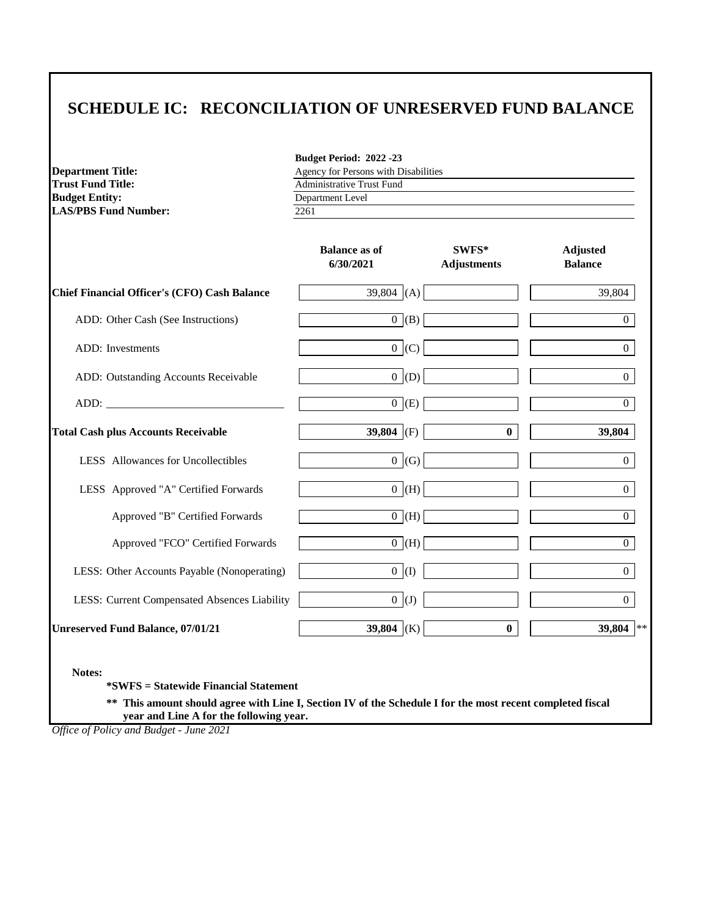# SCHEDULE IC: RECONCILIATION OF UNRESERVED FUND BALANCE

**Budget Period: 2022 -23**

| | |
|---|---|
| **Department Title:** | Agency for Persons with Disabilities |
| **Trust Fund Title:** | Administrative Trust Fund |
| **Budget Entity:** | Department Level |
| **LAS/PBS Fund Number:** | 2261 |

| | Balance as of 6/30/2021 | | SWFS* Adjustments | Adjusted Balance |
|---|---|---|---|---|
| **Chief Financial Officer's (CFO) Cash Balance** | 39,804 | (A) | | 39,804 |
| ADD: Other Cash (See Instructions) | 0 | (B) | | 0 |
| ADD: Investments | 0 | (C) | | 0 |
| ADD: Outstanding Accounts Receivable | 0 | (D) | | 0 |
| ADD: _______________________________ | 0 | (E) | | 0 |
| **Total Cash plus Accounts Receivable** | **39,804** | (F) | **0** | **39,804** |
| LESS Allowances for Uncollectibles | 0 | (G) | | 0 |
| LESS Approved "A" Certified Forwards | 0 | (H) | | 0 |
| Approved "B" Certified Forwards | 0 | (H) | | 0 |
| Approved "FCO" Certified Forwards | 0 | (H) | | 0 |
| LESS: Other Accounts Payable (Nonoperating) | 0 | (I) | | 0 |
| LESS: Current Compensated Absences Liability | 0 | (J) | | 0 |
| **Unreserved Fund Balance, 07/01/21** | **39,804** | (K) | **0** | **39,804** ** |

**Notes:**

**\*SWFS = Statewide Financial Statement**

**\*\* This amount should agree with Line I, Section IV of the Schedule I for the most recent completed fiscal year and Line A for the following year.**

*Office of Policy and Budget - June 2021*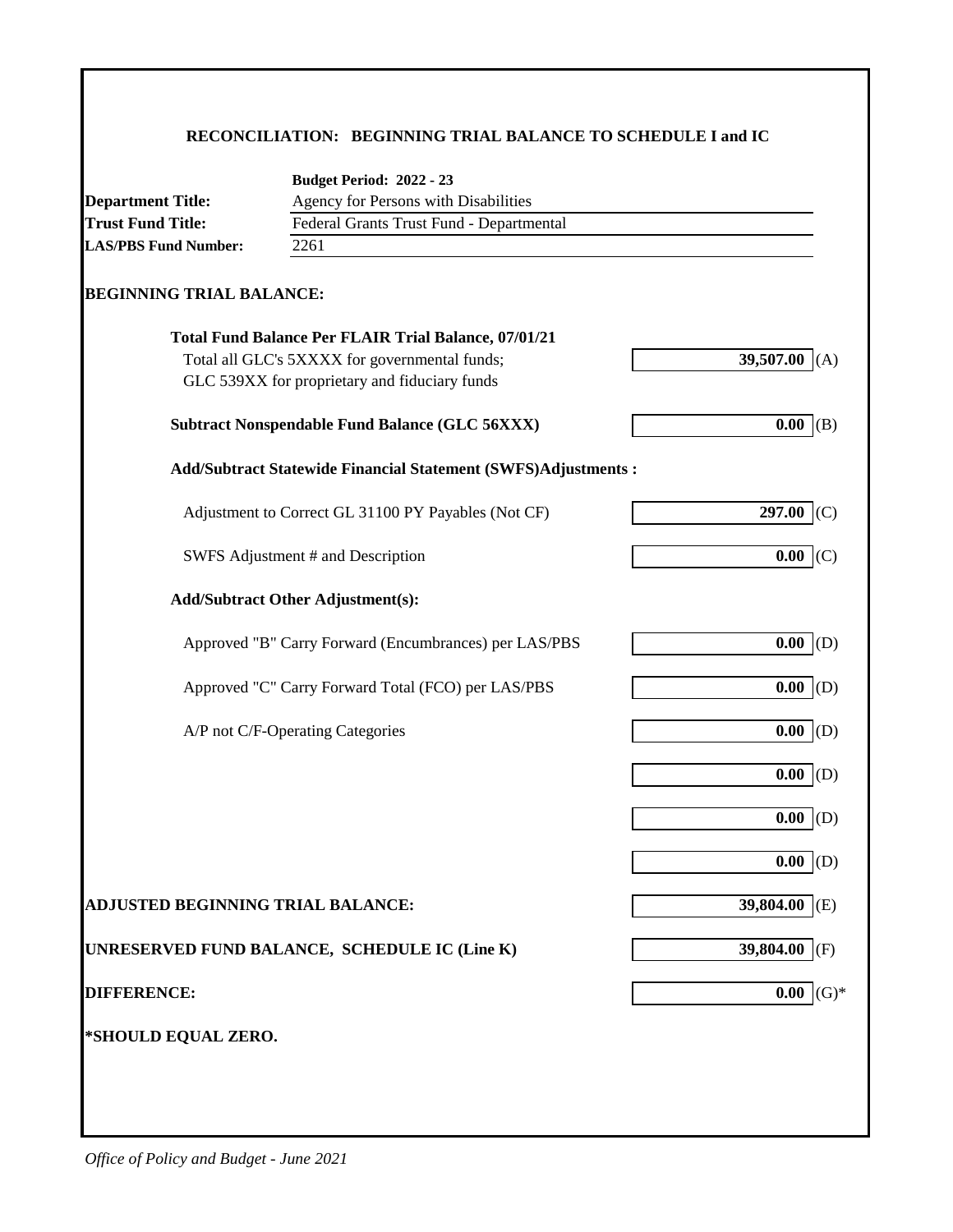## RECONCILIATION: BEGINNING TRIAL BALANCE TO SCHEDULE I and IC

**Budget Period: 2022 - 23**

| | |
|---|---|
| **Department Title:** | Agency for Persons with Disabilities |
| **Trust Fund Title:** | Federal Grants Trust Fund - Departmental |
| **LAS/PBS Fund Number:** | 2261 |

### BEGINNING TRIAL BALANCE:

| | | |
|---|---|---|
| **Total Fund Balance Per FLAIR Trial Balance, 07/01/21** | | |
| Total all GLC's 5XXXX for governmental funds; GLC 539XX for proprietary and fiduciary funds | **39,507.00** | (A) |
| **Subtract Nonspendable Fund Balance (GLC 56XXX)** | **0.00** | (B) |
| **Add/Subtract Statewide Financial Statement (SWFS)Adjustments :** | | |
| Adjustment to Correct GL 31100 PY Payables (Not CF) | **297.00** | (C) |
| SWFS Adjustment # and Description | **0.00** | (C) |
| **Add/Subtract Other Adjustment(s):** | | |
| Approved "B" Carry Forward (Encumbrances) per LAS/PBS | **0.00** | (D) |
| Approved "C" Carry Forward Total (FCO) per LAS/PBS | **0.00** | (D) |
| A/P not C/F-Operating Categories | **0.00** | (D) |
| | **0.00** | (D) |
| | **0.00** | (D) |
| | **0.00** | (D) |
| **ADJUSTED BEGINNING TRIAL BALANCE:** | **39,804.00** | (E) |
| **UNRESERVED FUND BALANCE, SCHEDULE IC (Line K)** | **39,804.00** | (F) |
| **DIFFERENCE:** | **0.00** | (G)* |

**\*SHOULD EQUAL ZERO.**

*Office of Policy and Budget - June 2021*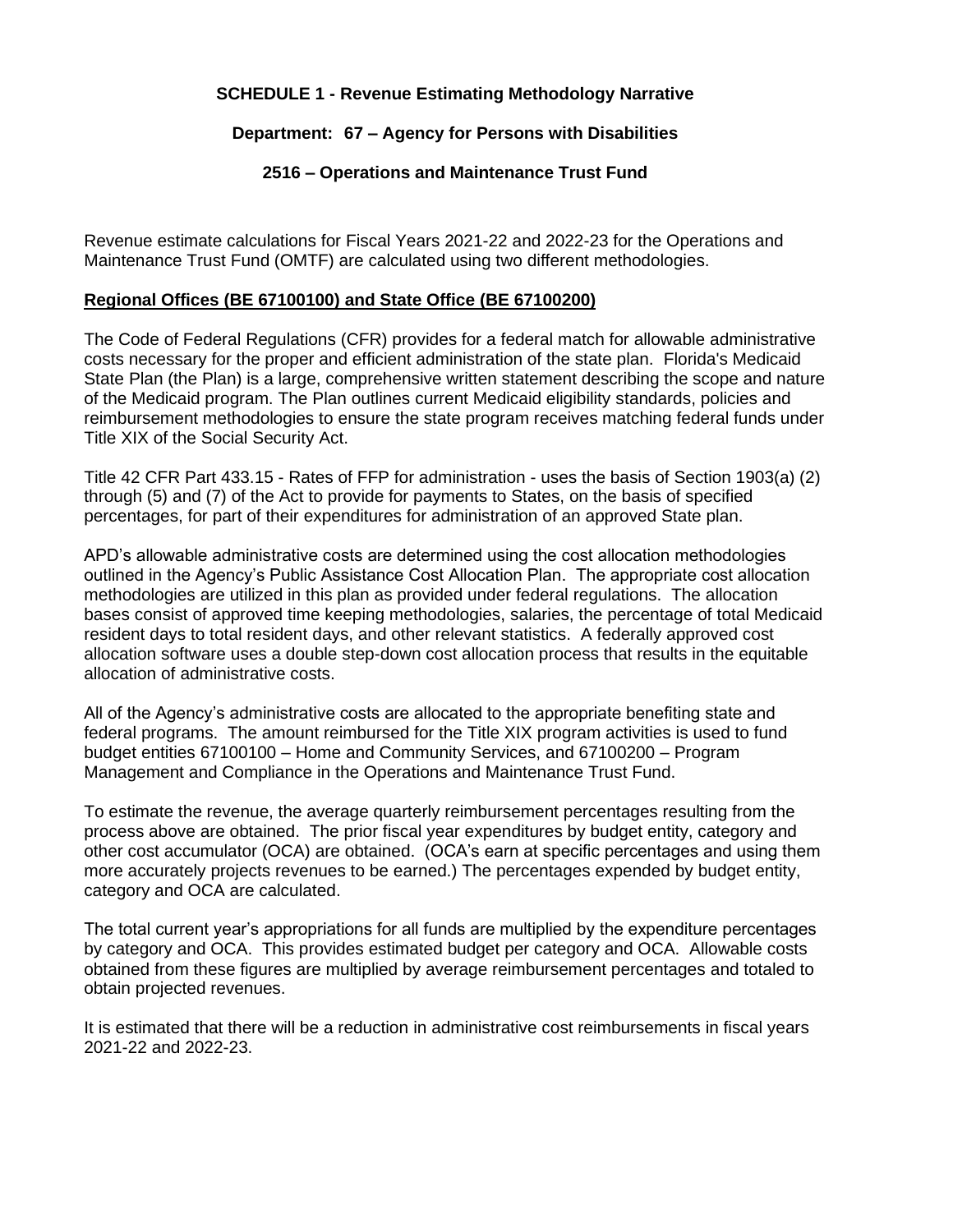**SCHEDULE 1 - Revenue Estimating Methodology Narrative**

**Department: 67 – Agency for Persons with Disabilities**

**2516 – Operations and Maintenance Trust Fund**

Revenue estimate calculations for Fiscal Years 2021-22 and 2022-23 for the Operations and Maintenance Trust Fund (OMTF) are calculated using two different methodologies.

**Regional Offices (BE 67100100) and State Office (BE 67100200)**

The Code of Federal Regulations (CFR) provides for a federal match for allowable administrative costs necessary for the proper and efficient administration of the state plan. Florida's Medicaid State Plan (the Plan) is a large, comprehensive written statement describing the scope and nature of the Medicaid program. The Plan outlines current Medicaid eligibility standards, policies and reimbursement methodologies to ensure the state program receives matching federal funds under Title XIX of the Social Security Act.

Title 42 CFR Part 433.15 - Rates of FFP for administration - uses the basis of Section 1903(a) (2) through (5) and (7) of the Act to provide for payments to States, on the basis of specified percentages, for part of their expenditures for administration of an approved State plan.

APD's allowable administrative costs are determined using the cost allocation methodologies outlined in the Agency's Public Assistance Cost Allocation Plan. The appropriate cost allocation methodologies are utilized in this plan as provided under federal regulations. The allocation bases consist of approved time keeping methodologies, salaries, the percentage of total Medicaid resident days to total resident days, and other relevant statistics. A federally approved cost allocation software uses a double step-down cost allocation process that results in the equitable allocation of administrative costs.

All of the Agency's administrative costs are allocated to the appropriate benefiting state and federal programs. The amount reimbursed for the Title XIX program activities is used to fund budget entities 67100100 – Home and Community Services, and 67100200 – Program Management and Compliance in the Operations and Maintenance Trust Fund.

To estimate the revenue, the average quarterly reimbursement percentages resulting from the process above are obtained. The prior fiscal year expenditures by budget entity, category and other cost accumulator (OCA) are obtained. (OCA's earn at specific percentages and using them more accurately projects revenues to be earned.) The percentages expended by budget entity, category and OCA are calculated.

The total current year's appropriations for all funds are multiplied by the expenditure percentages by category and OCA. This provides estimated budget per category and OCA. Allowable costs obtained from these figures are multiplied by average reimbursement percentages and totaled to obtain projected revenues.

It is estimated that there will be a reduction in administrative cost reimbursements in fiscal years 2021-22 and 2022-23.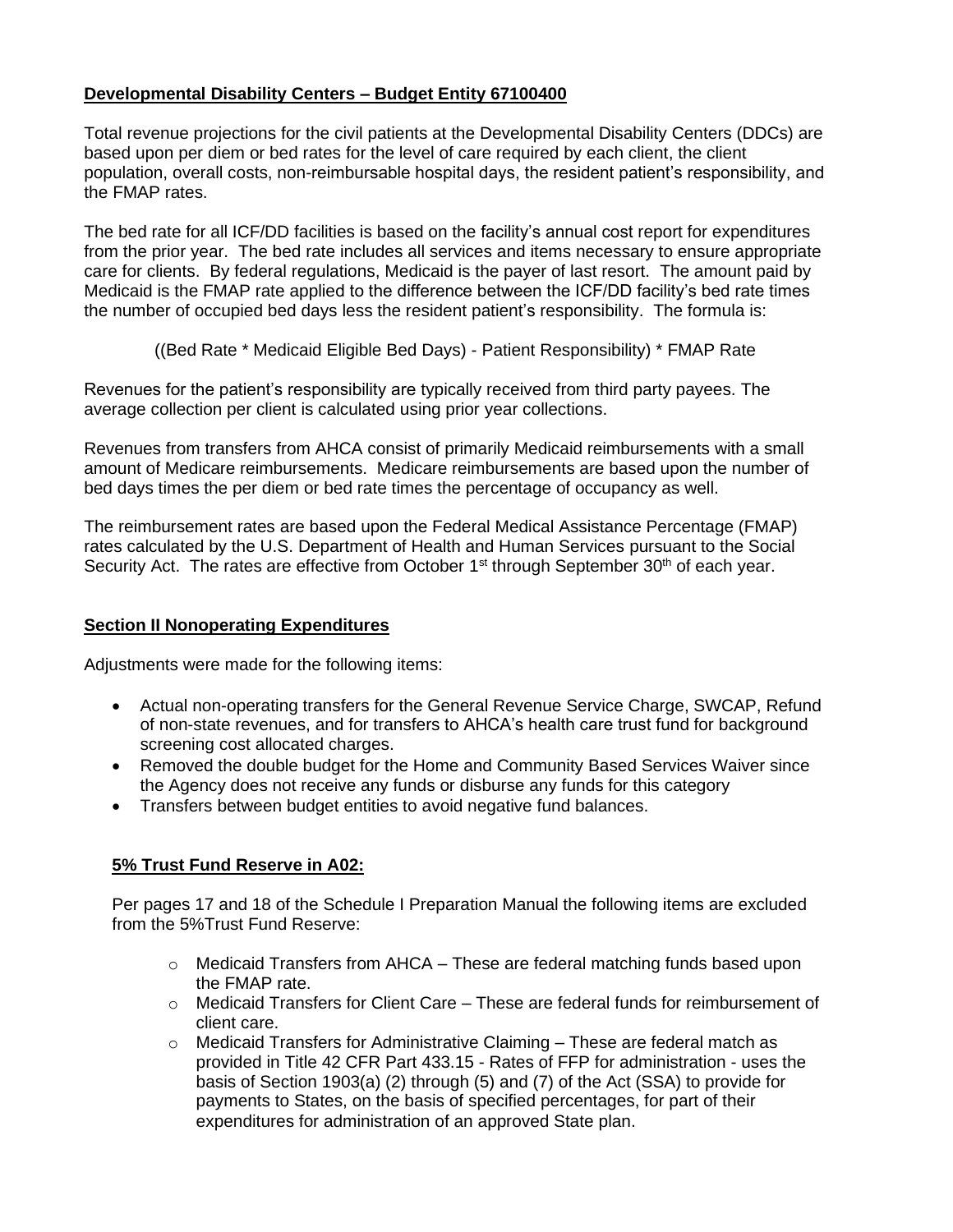**Developmental Disability Centers – Budget Entity 67100400**

Total revenue projections for the civil patients at the Developmental Disability Centers (DDCs) are based upon per diem or bed rates for the level of care required by each client, the client population, overall costs, non-reimbursable hospital days, the resident patient's responsibility, and the FMAP rates.

The bed rate for all ICF/DD facilities is based on the facility's annual cost report for expenditures from the prior year. The bed rate includes all services and items necessary to ensure appropriate care for clients. By federal regulations, Medicaid is the payer of last resort. The amount paid by Medicaid is the FMAP rate applied to the difference between the ICF/DD facility's bed rate times the number of occupied bed days less the resident patient's responsibility. The formula is:

((Bed Rate * Medicaid Eligible Bed Days) - Patient Responsibility) * FMAP Rate

Revenues for the patient's responsibility are typically received from third party payees. The average collection per client is calculated using prior year collections.

Revenues from transfers from AHCA consist of primarily Medicaid reimbursements with a small amount of Medicare reimbursements. Medicare reimbursements are based upon the number of bed days times the per diem or bed rate times the percentage of occupancy as well.

The reimbursement rates are based upon the Federal Medical Assistance Percentage (FMAP) rates calculated by the U.S. Department of Health and Human Services pursuant to the Social Security Act. The rates are effective from October 1st through September 30th of each year.

**Section II Nonoperating Expenditures**

Adjustments were made for the following items:

- Actual non-operating transfers for the General Revenue Service Charge, SWCAP, Refund of non-state revenues, and for transfers to AHCA's health care trust fund for background screening cost allocated charges.
- Removed the double budget for the Home and Community Based Services Waiver since the Agency does not receive any funds or disburse any funds for this category
- Transfers between budget entities to avoid negative fund balances.

**5% Trust Fund Reserve in A02:**

Per pages 17 and 18 of the Schedule I Preparation Manual the following items are excluded from the 5%Trust Fund Reserve:

- Medicaid Transfers from AHCA – These are federal matching funds based upon the FMAP rate.
- Medicaid Transfers for Client Care – These are federal funds for reimbursement of client care.
- Medicaid Transfers for Administrative Claiming – These are federal match as provided in Title 42 CFR Part 433.15 - Rates of FFP for administration - uses the basis of Section 1903(a) (2) through (5) and (7) of the Act (SSA) to provide for payments to States, on the basis of specified percentages, for part of their expenditures for administration of an approved State plan.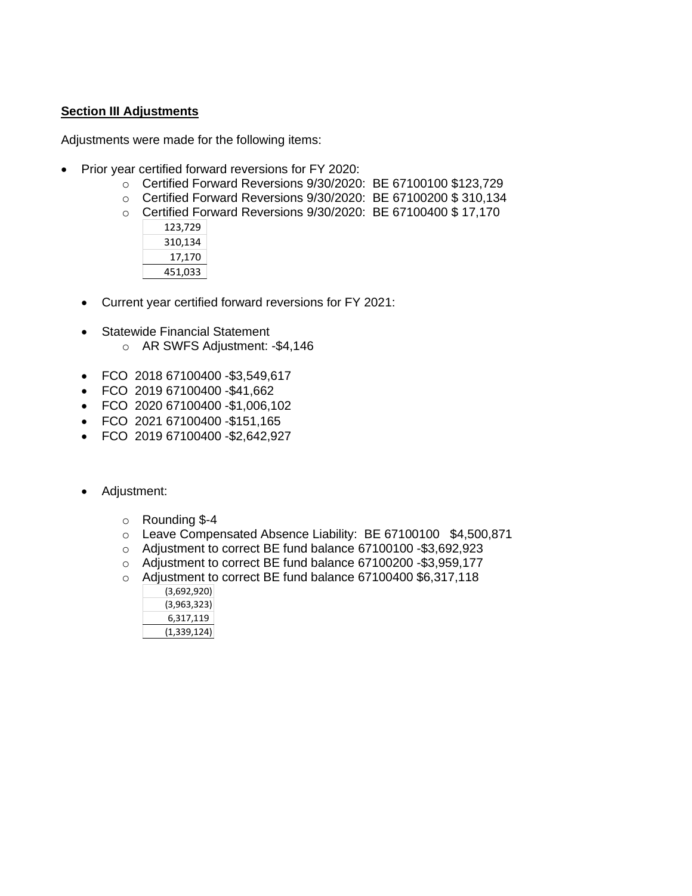**Section III Adjustments**

Adjustments were made for the following items:

- Prior year certified forward reversions for FY 2020:
  - Certified Forward Reversions 9/30/2020: BE 67100100 $123,729
  - Certified Forward Reversions 9/30/2020: BE 67100200 $ 310,134
  - Certified Forward Reversions 9/30/2020: BE 67100400 $ 17,170

| |
|---:|
| 123,729 |
| 310,134 |
| 17,170 |
| 451,033 |

- Current year certified forward reversions for FY 2021:

- Statewide Financial Statement
  - AR SWFS Adjustment: -$4,146

- FCO 2018 67100400 -$3,549,617
- FCO 2019 67100400 -$41,662
- FCO 2020 67100400 -$1,006,102
- FCO 2021 67100400 -$151,165
- FCO 2019 67100400 -$2,642,927

- Adjustment:
  - Rounding $-4
  - Leave Compensated Absence Liability: BE 67100100 $4,500,871
  - Adjustment to correct BE fund balance 67100100 -$3,692,923
  - Adjustment to correct BE fund balance 67100200 -$3,959,177
  - Adjustment to correct BE fund balance 67100400 $6,317,118

| |
|---:|
| (3,692,920) |
| (3,963,323) |
| 6,317,119 |
| (1,339,124) |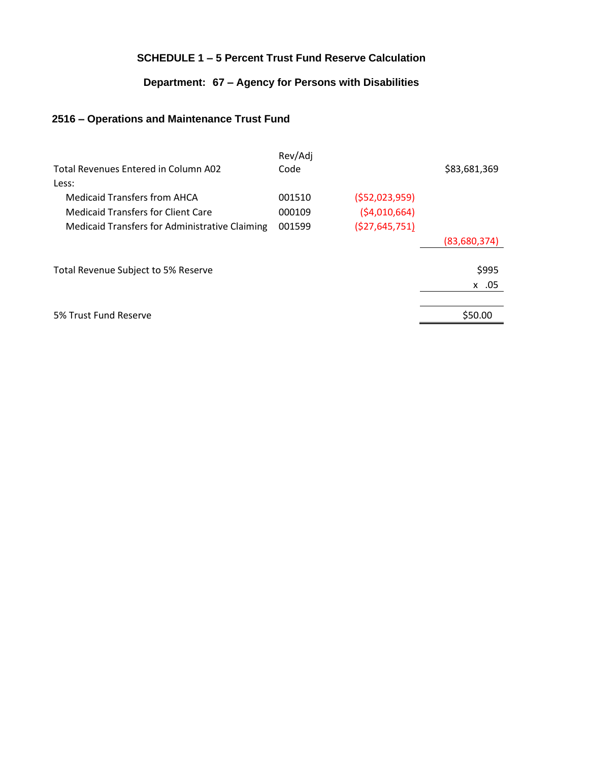**SCHEDULE 1 – 5 Percent Trust Fund Reserve Calculation**

**Department: 67 – Agency for Persons with Disabilities**

### 2516 – Operations and Maintenance Trust Fund

| | Rev/Adj Code | | |
|---|---|---|---|
| Total Revenues Entered in Column A02 | | | $83,681,369 |
| Less: | | | |
| Medicaid Transfers from AHCA | 001510 | ($52,023,959) | |
| Medicaid Transfers for Client Care | 000109 | ($4,010,664) | |
| Medicaid Transfers for Administrative Claiming | 001599 | ($27,645,751) | |
| | | | (83,680,374) |
| Total Revenue Subject to 5% Reserve | | | $995 |
| | | | x .05 |
| 5% Trust Fund Reserve | | | $50.00 |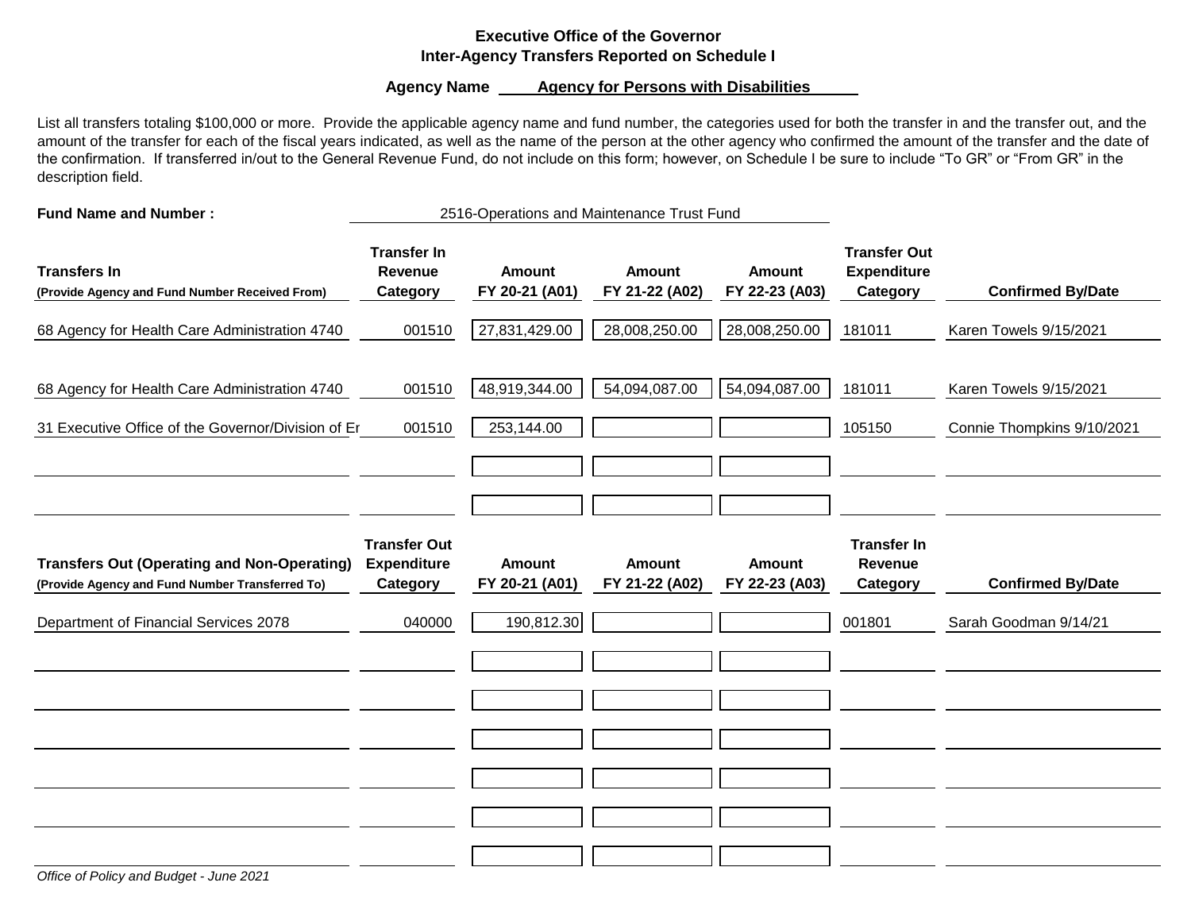**Executive Office of the Governor**
**Inter-Agency Transfers Reported on Schedule I**

**Agency Name** **Agency for Persons with Disabilities**

List all transfers totaling $100,000 or more. Provide the applicable agency name and fund number, the categories used for both the transfer in and the transfer out, and the amount of the transfer for each of the fiscal years indicated, as well as the name of the person at the other agency who confirmed the amount of the transfer and the date of the confirmation. If transferred in/out to the General Revenue Fund, do not include on this form; however, on Schedule I be sure to include "To GR" or "From GR" in the description field.

**Fund Name and Number :** 2516-Operations and Maintenance Trust Fund

| **Transfers In** (Provide Agency and Fund Number Received From) | **Transfer In Revenue Category** | **Amount FY 20-21 (A01)** | **Amount FY 21-22 (A02)** | **Amount FY 22-23 (A03)** | **Transfer Out Expenditure Category** | **Confirmed By/Date** |
|---|---|---|---|---|---|---|
| 68 Agency for Health Care Administration 4740 | 001510 | 27,831,429.00 | 28,008,250.00 | 28,008,250.00 | 181011 | Karen Towels 9/15/2021 |
| 68 Agency for Health Care Administration 4740 | 001510 | 48,919,344.00 | 54,094,087.00 | 54,094,087.00 | 181011 | Karen Towels 9/15/2021 |
| 31 Executive Office of the Governor/Division of Er | 001510 | 253,144.00 | | | 105150 | Connie Thompkins 9/10/2021 |
| | | | | | | |
| | | | | | | |

| **Transfers Out (Operating and Non-Operating)** (Provide Agency and Fund Number Transferred To) | **Transfer Out Expenditure Category** | **Amount FY 20-21 (A01)** | **Amount FY 21-22 (A02)** | **Amount FY 22-23 (A03)** | **Transfer In Revenue Category** | **Confirmed By/Date** |
|---|---|---|---|---|---|---|
| Department of Financial Services 2078 | 040000 | 190,812.30 | | | 001801 | Sarah Goodman 9/14/21 |
| | | | | | | |
| | | | | | | |
| | | | | | | |
| | | | | | | |
| | | | | | | |
| | | | | | | |

*Office of Policy and Budget - June 2021*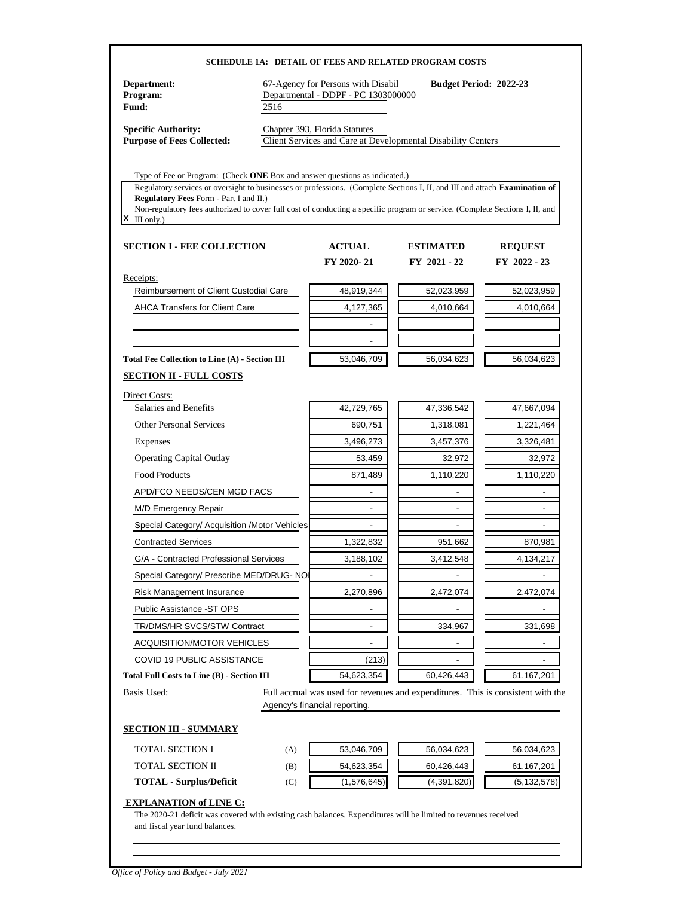## SCHEDULE 1A: DETAIL OF FEES AND RELATED PROGRAM COSTS

**Department:** 67-Agency for Persons with Disabil **Budget Period: 2022-23**
**Program:** Departmental - DDPF - PC 1303000000
**Fund:** 2516

**Specific Authority:** Chapter 393, Florida Statutes
**Purpose of Fees Collected:** Client Services and Care at Developmental Disability Centers

Type of Fee or Program: (Check **ONE** Box and answer questions as indicated.)

| | |
|---|---|
| | Regulatory services or oversight to businesses or professions. (Complete Sections I, II, and III and attach **Examination of Regulatory Fees** Form - Part I and II.) |
| X | Non-regulatory fees authorized to cover full cost of conducting a specific program or service. (Complete Sections I, II, and III only.) |

| **SECTION I - FEE COLLECTION** | **ACTUAL FY 2020- 21** | **ESTIMATED FY 2021 - 22** | **REQUEST FY 2022 - 23** |
|---|---|---|---|
| Receipts: | | | |
| Reimbursement of Client Custodial Care | 48,919,344 | 52,023,959 | 52,023,959 |
| AHCA Transfers for Client Care | 4,127,365 | 4,010,664 | 4,010,664 |
| | - | | |
| | - | | |
| **Total Fee Collection to Line (A) - Section III** | 53,046,709 | 56,034,623 | 56,034,623 |
| **SECTION II - FULL COSTS** | | | |
| Direct Costs: | | | |
| Salaries and Benefits | 42,729,765 | 47,336,542 | 47,667,094 |
| Other Personal Services | 690,751 | 1,318,081 | 1,221,464 |
| Expenses | 3,496,273 | 3,457,376 | 3,326,481 |
| Operating Capital Outlay | 53,459 | 32,972 | 32,972 |
| Food Products | 871,489 | 1,110,220 | 1,110,220 |
| APD/FCO NEEDS/CEN MGD FACS | - | - | - |
| M/D Emergency Repair | - | - | - |
| Special Category/ Acquisition /Motor Vehicles | - | - | - |
| Contracted Services | 1,322,832 | 951,662 | 870,981 |
| G/A - Contracted Professional Services | 3,188,102 | 3,412,548 | 4,134,217 |
| Special Category/ Prescribe MED/DRUG- NO | - | - | - |
| Risk Management Insurance | 2,270,896 | 2,472,074 | 2,472,074 |
| Public Assistance -ST OPS | - | - | - |
| TR/DMS/HR SVCS/STW Contract | - | 334,967 | 331,698 |
| ACQUISITION/MOTOR VEHICLES | - | - | - |
| COVID 19 PUBLIC ASSISTANCE | (213) | - | - |
| **Total Full Costs to Line (B) - Section III** | 54,623,354 | 60,426,443 | 61,167,201 |

Basis Used: Full accrual was used for revenues and expenditures. This is consistent with the Agency's financial reporting.

**SECTION III - SUMMARY**

| | | | | |
|---|---|---|---|---|
| TOTAL SECTION I | (A) | 53,046,709 | 56,034,623 | 56,034,623 |
| TOTAL SECTION II | (B) | 54,623,354 | 60,426,443 | 61,167,201 |
| **TOTAL - Surplus/Deficit** | (C) | (1,576,645) | (4,391,820) | (5,132,578) |

**EXPLANATION of LINE C:**

The 2020-21 deficit was covered with existing cash balances. Expenditures will be limited to revenues received and fiscal year fund balances.

*Office of Policy and Budget - July 2021*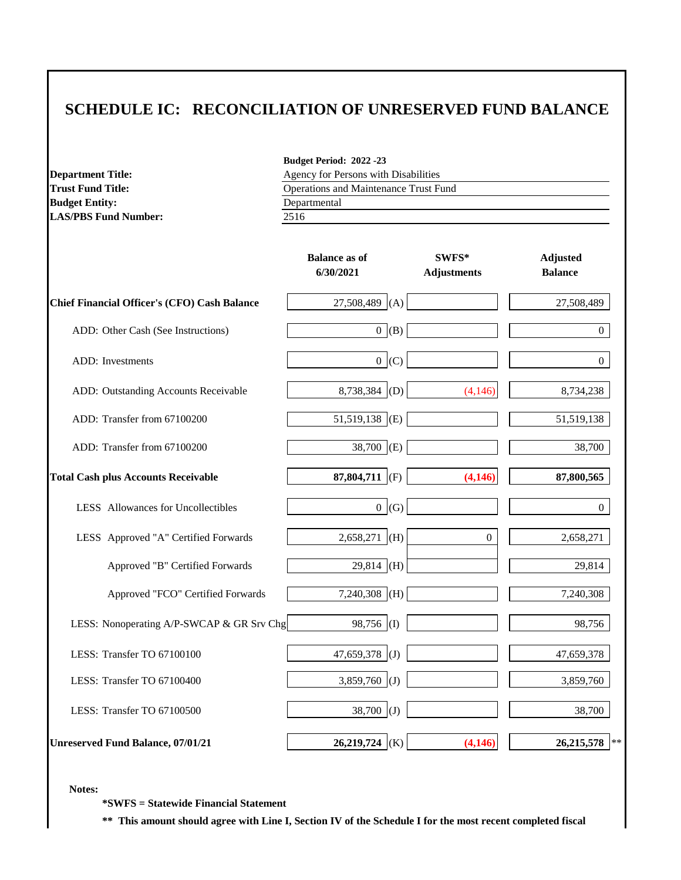# SCHEDULE IC: RECONCILIATION OF UNRESERVED FUND BALANCE

**Budget Period: 2022 -23**

| | |
|---|---|
| **Department Title:** | Agency for Persons with Disabilities |
| **Trust Fund Title:** | Operations and Maintenance Trust Fund |
| **Budget Entity:** | Departmental |
| **LAS/PBS Fund Number:** | 2516 |

| | Balance as of 6/30/2021 | | SWFS* Adjustments | Adjusted Balance |
|---|---|---|---|---|
| **Chief Financial Officer's (CFO) Cash Balance** | 27,508,489 | (A) | | 27,508,489 |
| ADD: Other Cash (See Instructions) | 0 | (B) | | 0 |
| ADD: Investments | 0 | (C) | | 0 |
| ADD: Outstanding Accounts Receivable | 8,738,384 | (D) | (4,146) | 8,734,238 |
| ADD: Transfer from 67100200 | 51,519,138 | (E) | | 51,519,138 |
| ADD: Transfer from 67100200 | 38,700 | (E) | | 38,700 |
| **Total Cash plus Accounts Receivable** | **87,804,711** | (F) | **(4,146)** | **87,800,565** |
| LESS Allowances for Uncollectibles | 0 | (G) | | 0 |
| LESS Approved "A" Certified Forwards | 2,658,271 | (H) | 0 | 2,658,271 |
| Approved "B" Certified Forwards | 29,814 | (H) | | 29,814 |
| Approved "FCO" Certified Forwards | 7,240,308 | (H) | | 7,240,308 |
| LESS: Nonoperating A/P-SWCAP & GR Srv Chg | 98,756 | (I) | | 98,756 |
| LESS: Transfer TO 67100100 | 47,659,378 | (J) | | 47,659,378 |
| LESS: Transfer TO 67100400 | 3,859,760 | (J) | | 3,859,760 |
| LESS: Transfer TO 67100500 | 38,700 | (J) | | 38,700 |
| **Unreserved Fund Balance, 07/01/21** | **26,219,724** | (K) | **(4,146)** | **26,215,578** ** |

**Notes:**

**\*SWFS = Statewide Financial Statement**

**\*\* This amount should agree with Line I, Section IV of the Schedule I for the most recent completed fiscal**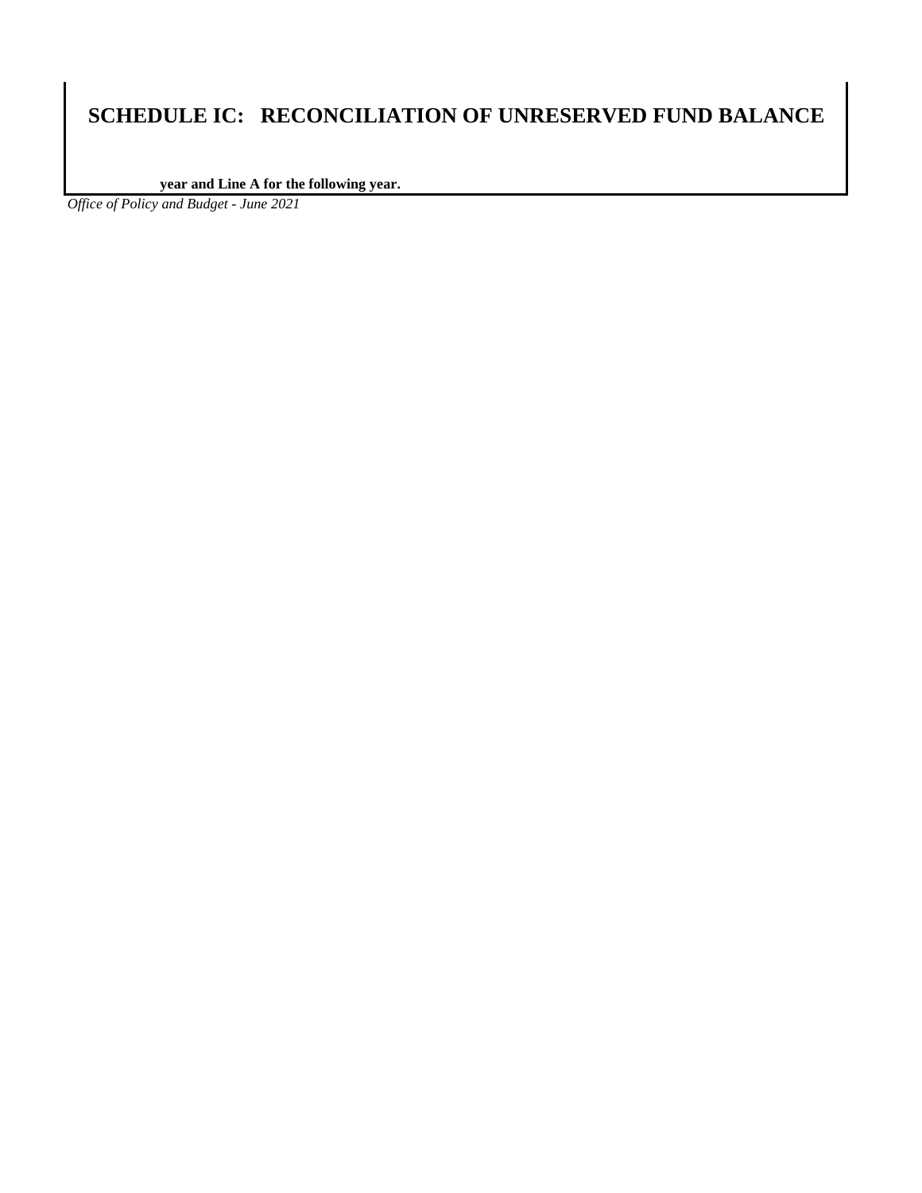# SCHEDULE IC: RECONCILIATION OF UNRESERVED FUND BALANCE

**year and Line A for the following year.**

*Office of Policy and Budget - June 2021*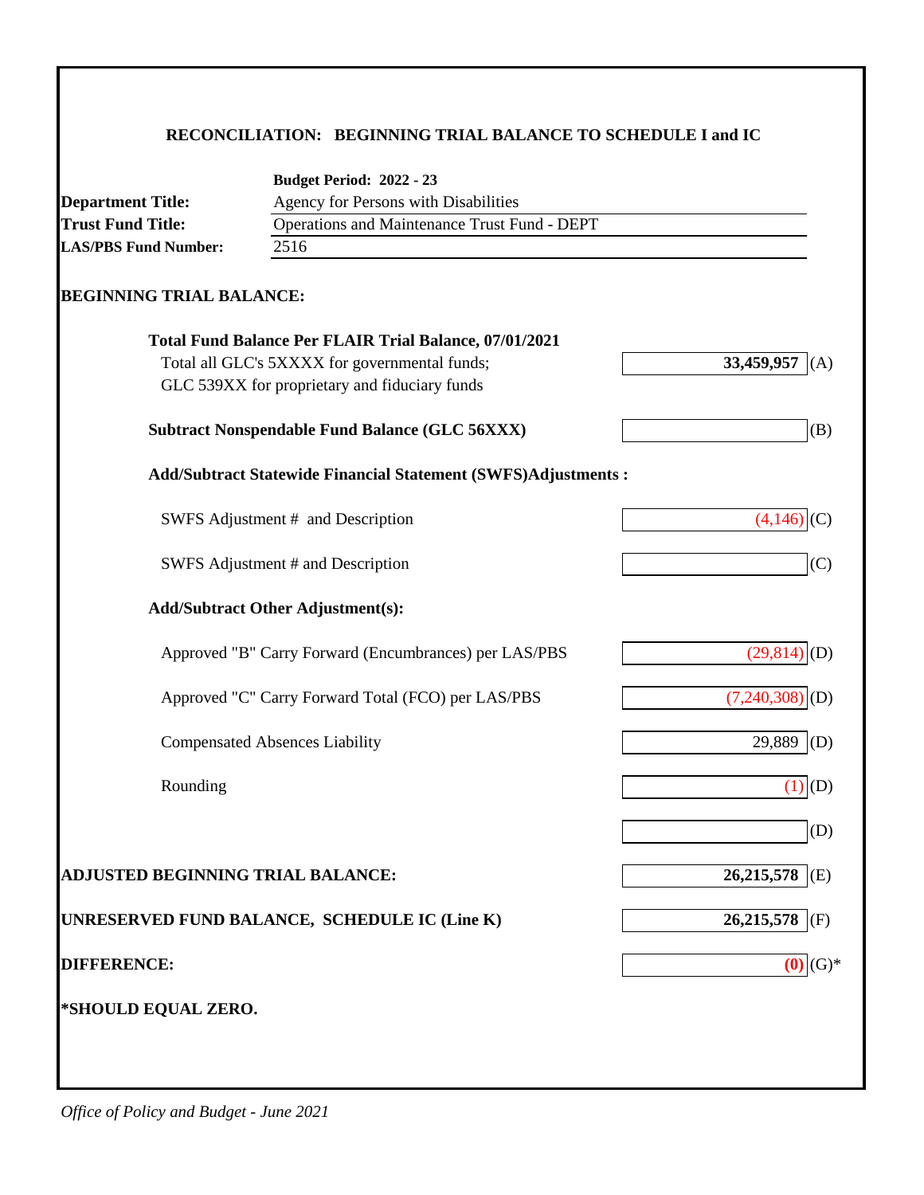## RECONCILIATION: BEGINNING TRIAL BALANCE TO SCHEDULE I and IC

| | **Budget Period: 2022 - 23** |
|---|---|
| **Department Title:** | Agency for Persons with Disabilities |
| **Trust Fund Title:** | Operations and Maintenance Trust Fund - DEPT |
| **LAS/PBS Fund Number:** | 2516 |

**BEGINNING TRIAL BALANCE:**

| | | |
|---|---|---|
| **Total Fund Balance Per FLAIR Trial Balance, 07/01/2021**<br>Total all GLC's 5XXXX for governmental funds;<br>GLC 539XX for proprietary and fiduciary funds | **33,459,957** | (A) |
| **Subtract Nonspendable Fund Balance (GLC 56XXX)** | | (B) |
| **Add/Subtract Statewide Financial Statement (SWFS)Adjustments :** | | |
| SWFS Adjustment # and Description | (4,146) | (C) |
| SWFS Adjustment # and Description | | (C) |
| **Add/Subtract Other Adjustment(s):** | | |
| Approved "B" Carry Forward (Encumbrances) per LAS/PBS | (29,814) | (D) |
| Approved "C" Carry Forward Total (FCO) per LAS/PBS | (7,240,308) | (D) |
| Compensated Absences Liability | 29,889 | (D) |
| Rounding | (1) | (D) |
| | | (D) |
| **ADJUSTED BEGINNING TRIAL BALANCE:** | **26,215,578** | (E) |
| **UNRESERVED FUND BALANCE, SCHEDULE IC (Line K)** | **26,215,578** | (F) |
| **DIFFERENCE:** | **(0)** | (G)* |

***SHOULD EQUAL ZERO.**

*Office of Policy and Budget - June 2021*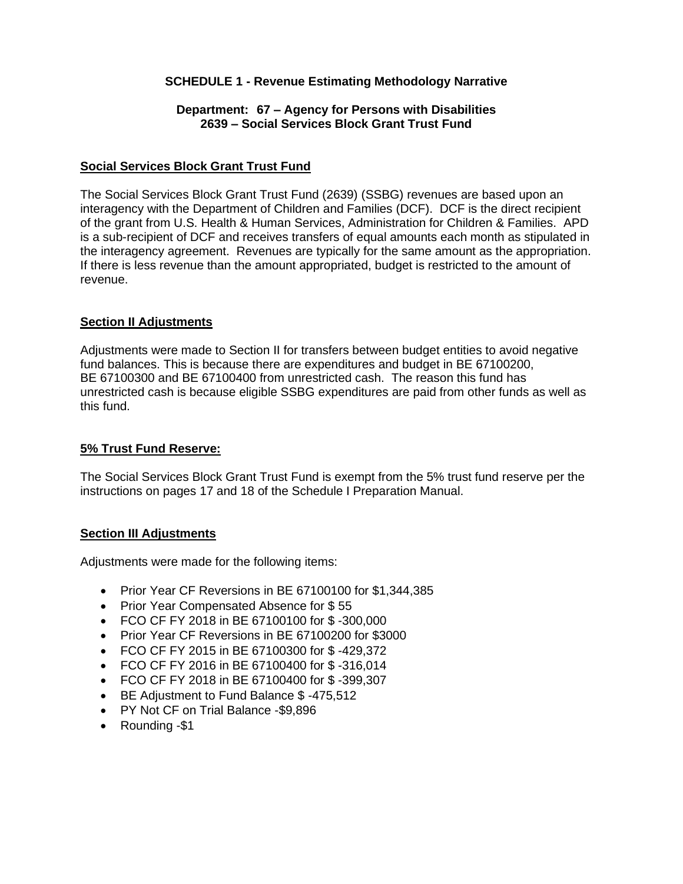# SCHEDULE 1 - Revenue Estimating Methodology Narrative

**Department: 67 – Agency for Persons with Disabilities**
**2639 – Social Services Block Grant Trust Fund**

## Social Services Block Grant Trust Fund

The Social Services Block Grant Trust Fund (2639) (SSBG) revenues are based upon an interagency with the Department of Children and Families (DCF). DCF is the direct recipient of the grant from U.S. Health & Human Services, Administration for Children & Families. APD is a sub-recipient of DCF and receives transfers of equal amounts each month as stipulated in the interagency agreement. Revenues are typically for the same amount as the appropriation. If there is less revenue than the amount appropriated, budget is restricted to the amount of revenue.

## Section II Adjustments

Adjustments were made to Section II for transfers between budget entities to avoid negative fund balances. This is because there are expenditures and budget in BE 67100200, BE 67100300 and BE 67100400 from unrestricted cash. The reason this fund has unrestricted cash is because eligible SSBG expenditures are paid from other funds as well as this fund.

## 5% Trust Fund Reserve:

The Social Services Block Grant Trust Fund is exempt from the 5% trust fund reserve per the instructions on pages 17 and 18 of the Schedule I Preparation Manual.

## Section III Adjustments

Adjustments were made for the following items:

- Prior Year CF Reversions in BE 67100100 for $1,344,385
- Prior Year Compensated Absence for $ 55
- FCO CF FY 2018 in BE 67100100 for $ -300,000
- Prior Year CF Reversions in BE 67100200 for $3000
- FCO CF FY 2015 in BE 67100300 for $ -429,372
- FCO CF FY 2016 in BE 67100400 for $ -316,014
- FCO CF FY 2018 in BE 67100400 for $ -399,307
- BE Adjustment to Fund Balance $ -475,512
- PY Not CF on Trial Balance -$9,896
- Rounding -$1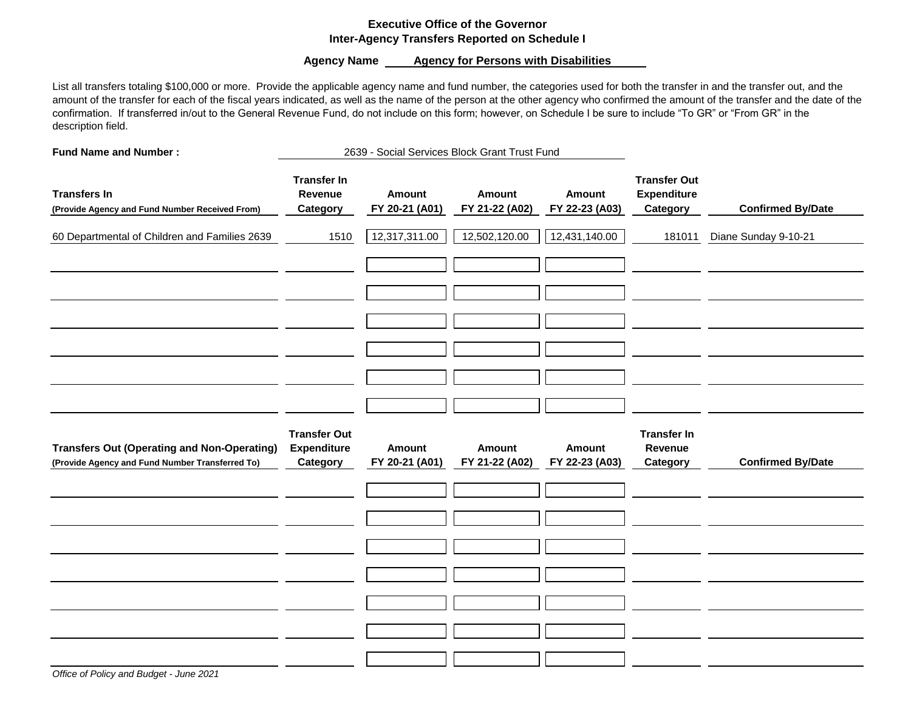**Executive Office of the Governor**
**Inter-Agency Transfers Reported on Schedule I**

**Agency Name** **Agency for Persons with Disabilities**

List all transfers totaling $100,000 or more. Provide the applicable agency name and fund number, the categories used for both the transfer in and the transfer out, and the amount of the transfer for each of the fiscal years indicated, as well as the name of the person at the other agency who confirmed the amount of the transfer and the date of the confirmation. If transferred in/out to the General Revenue Fund, do not include on this form; however, on Schedule I be sure to include "To GR" or "From GR" in the description field.

**Fund Name and Number :** 2639 - Social Services Block Grant Trust Fund

| **Transfers In** (Provide Agency and Fund Number Received From) | **Transfer In Revenue Category** | **Amount FY 20-21 (A01)** | **Amount FY 21-22 (A02)** | **Amount FY 22-23 (A03)** | **Transfer Out Expenditure Category** | **Confirmed By/Date** |
|---|---|---|---|---|---|---|
| 60 Departmental of Children and Families 2639 | 1510 | 12,317,311.00 | 12,502,120.00 | 12,431,140.00 | 181011 | Diane Sunday 9-10-21 |
| | | | | | | |
| | | | | | | |
| | | | | | | |
| | | | | | | |
| | | | | | | |
| | | | | | | |

| **Transfers Out (Operating and Non-Operating)** (Provide Agency and Fund Number Transferred To) | **Transfer Out Expenditure Category** | **Amount FY 20-21 (A01)** | **Amount FY 21-22 (A02)** | **Amount FY 22-23 (A03)** | **Transfer In Revenue Category** | **Confirmed By/Date** |
|---|---|---|---|---|---|---|
| | | | | | | |
| | | | | | | |
| | | | | | | |
| | | | | | | |
| | | | | | | |
| | | | | | | |
| | | | | | | |

*Office of Policy and Budget - June 2021*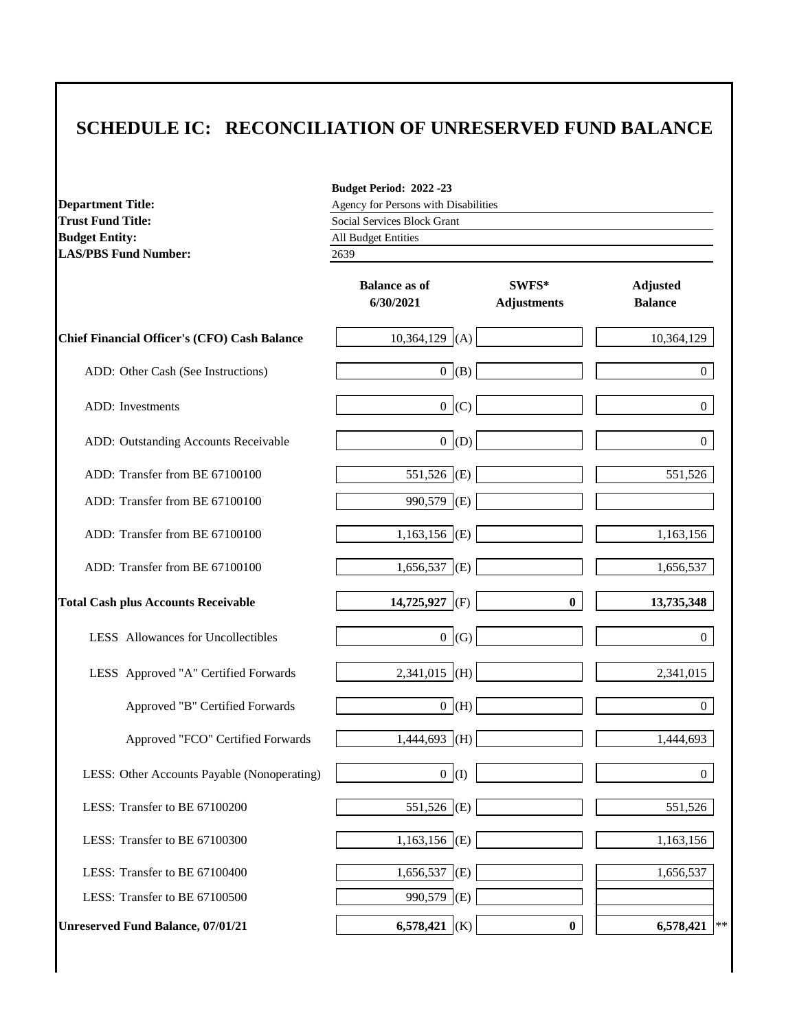# SCHEDULE IC: RECONCILIATION OF UNRESERVED FUND BALANCE

**Budget Period: 2022 -23**

| | |
|---|---|
| **Department Title:** | Agency for Persons with Disabilities |
| **Trust Fund Title:** | Social Services Block Grant |
| **Budget Entity:** | All Budget Entities |
| **LAS/PBS Fund Number:** | 2639 |

| | Balance as of 6/30/2021 | | SWFS* Adjustments | Adjusted Balance |
|---|---|---|---|---|
| **Chief Financial Officer's (CFO) Cash Balance** | 10,364,129 | (A) | | 10,364,129 |
| ADD: Other Cash (See Instructions) | 0 | (B) | | 0 |
| ADD: Investments | 0 | (C) | | 0 |
| ADD: Outstanding Accounts Receivable | 0 | (D) | | 0 |
| ADD: Transfer from BE 67100100 | 551,526 | (E) | | 551,526 |
| ADD: Transfer from BE 67100100 | 990,579 | (E) | | |
| ADD: Transfer from BE 67100100 | 1,163,156 | (E) | | 1,163,156 |
| ADD: Transfer from BE 67100100 | 1,656,537 | (E) | | 1,656,537 |
| **Total Cash plus Accounts Receivable** | **14,725,927** | (F) | **0** | **13,735,348** |
| LESS Allowances for Uncollectibles | 0 | (G) | | 0 |
| LESS Approved "A" Certified Forwards | 2,341,015 | (H) | | 2,341,015 |
| Approved "B" Certified Forwards | 0 | (H) | | 0 |
| Approved "FCO" Certified Forwards | 1,444,693 | (H) | | 1,444,693 |
| LESS: Other Accounts Payable (Nonoperating) | 0 | (I) | | 0 |
| LESS: Transfer to BE 67100200 | 551,526 | (E) | | 551,526 |
| LESS: Transfer to BE 67100300 | 1,163,156 | (E) | | 1,163,156 |
| LESS: Transfer to BE 67100400 | 1,656,537 | (E) | | 1,656,537 |
| LESS: Transfer to BE 67100500 | 990,579 | (E) | | |
| **Unreserved Fund Balance, 07/01/21** | **6,578,421** | (K) | **0** | **6,578,421** ** |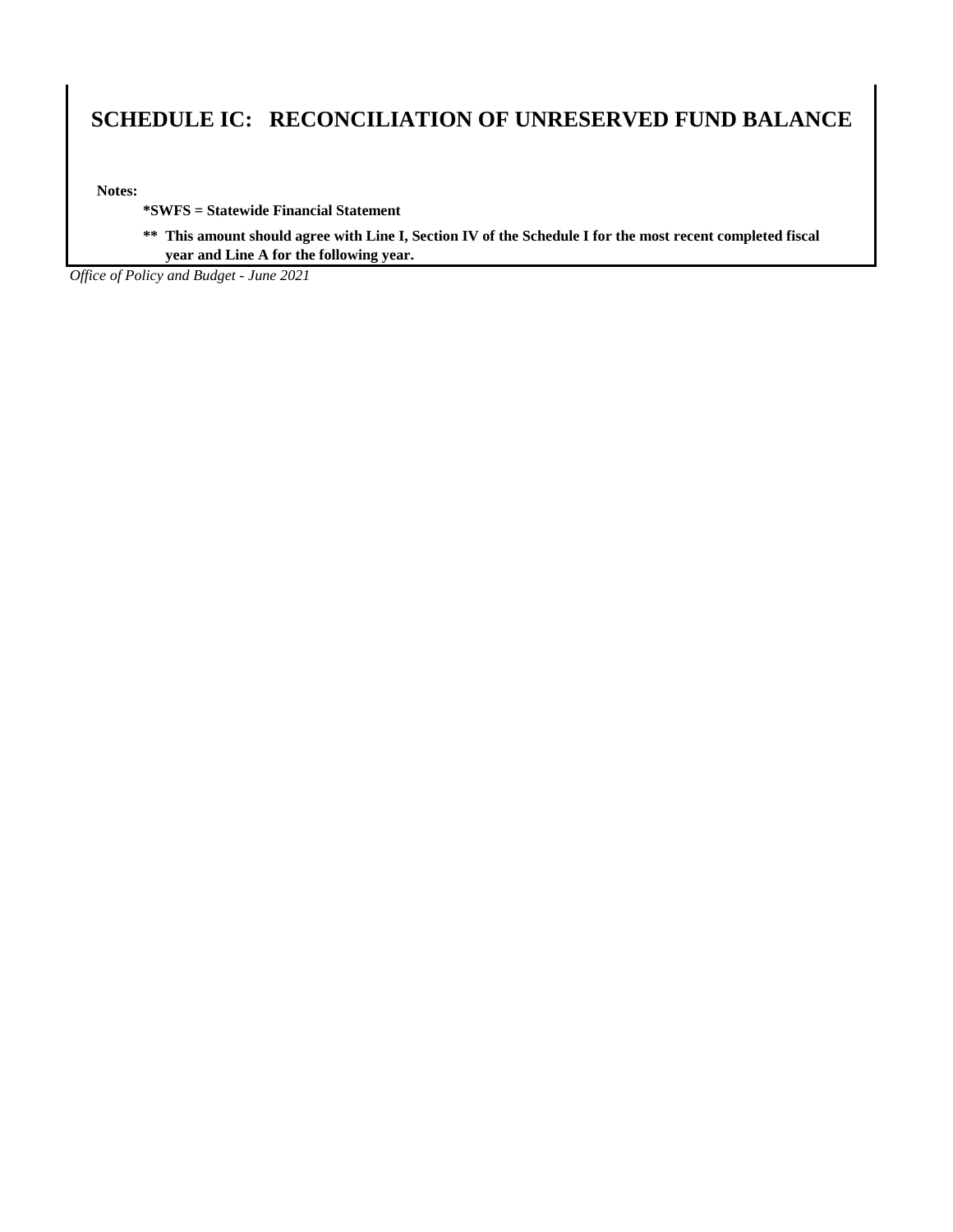# SCHEDULE IC: RECONCILIATION OF UNRESERVED FUND BALANCE

**Notes:**

**\*SWFS = Statewide Financial Statement**

**\*\* This amount should agree with Line I, Section IV of the Schedule I for the most recent completed fiscal year and Line A for the following year.**

*Office of Policy and Budget - June 2021*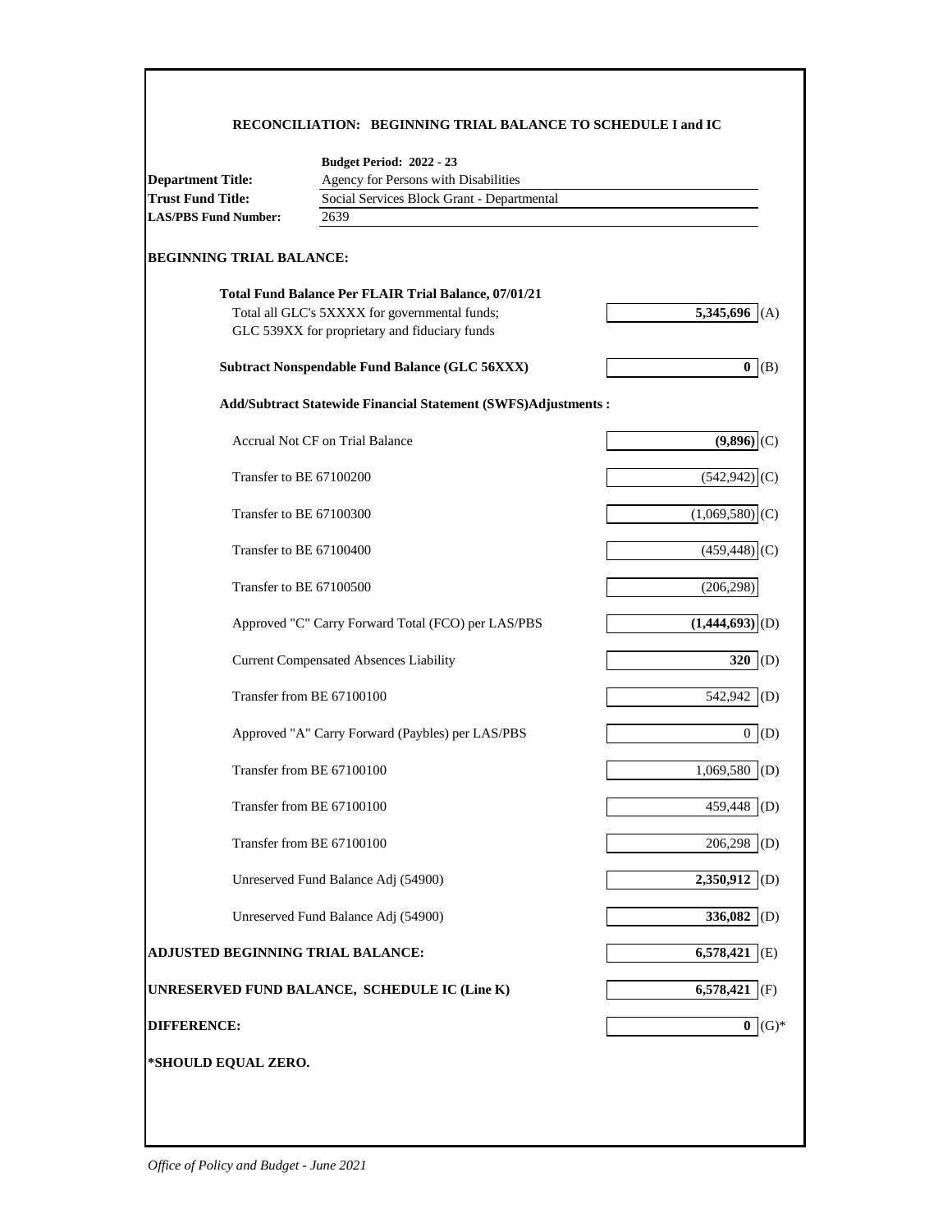## RECONCILIATION: BEGINNING TRIAL BALANCE TO SCHEDULE I and IC

**Budget Period: 2022 - 23**

**Department Title:** Agency for Persons with Disabilities
**Trust Fund Title:** Social Services Block Grant - Departmental
**LAS/PBS Fund Number:** 2639

### BEGINNING TRIAL BALANCE:

| | | |
|---|---|---|
| **Total Fund Balance Per FLAIR Trial Balance, 07/01/21**<br>Total all GLC's 5XXXX for governmental funds;<br>GLC 539XX for proprietary and fiduciary funds | **5,345,696** | (A) |
| **Subtract Nonspendable Fund Balance (GLC 56XXX)** | **0** | (B) |
| **Add/Subtract Statewide Financial Statement (SWFS)Adjustments :** | | |
| Accrual Not CF on Trial Balance | **(9,896)** | (C) |
| Transfer to BE 67100200 | (542,942) | (C) |
| Transfer to BE 67100300 | (1,069,580) | (C) |
| Transfer to BE 67100400 | (459,448) | (C) |
| Transfer to BE 67100500 | (206,298) | |
| Approved "C" Carry Forward Total (FCO) per LAS/PBS | **(1,444,693)** | (D) |
| Current Compensated Absences Liability | **320** | (D) |
| Transfer from BE 67100100 | 542,942 | (D) |
| Approved "A" Carry Forward (Paybles) per LAS/PBS | 0 | (D) |
| Transfer from BE 67100100 | 1,069,580 | (D) |
| Transfer from BE 67100100 | 459,448 | (D) |
| Transfer from BE 67100100 | 206,298 | (D) |
| Unreserved Fund Balance Adj (54900) | **2,350,912** | (D) |
| Unreserved Fund Balance Adj (54900) | **336,082** | (D) |
| **ADJUSTED BEGINNING TRIAL BALANCE:** | **6,578,421** | (E) |
| **UNRESERVED FUND BALANCE, SCHEDULE IC (Line K)** | **6,578,421** | (F) |
| **DIFFERENCE:** | **0** | (G)* |

**\*SHOULD EQUAL ZERO.**

*Office of Policy and Budget - June 2021*